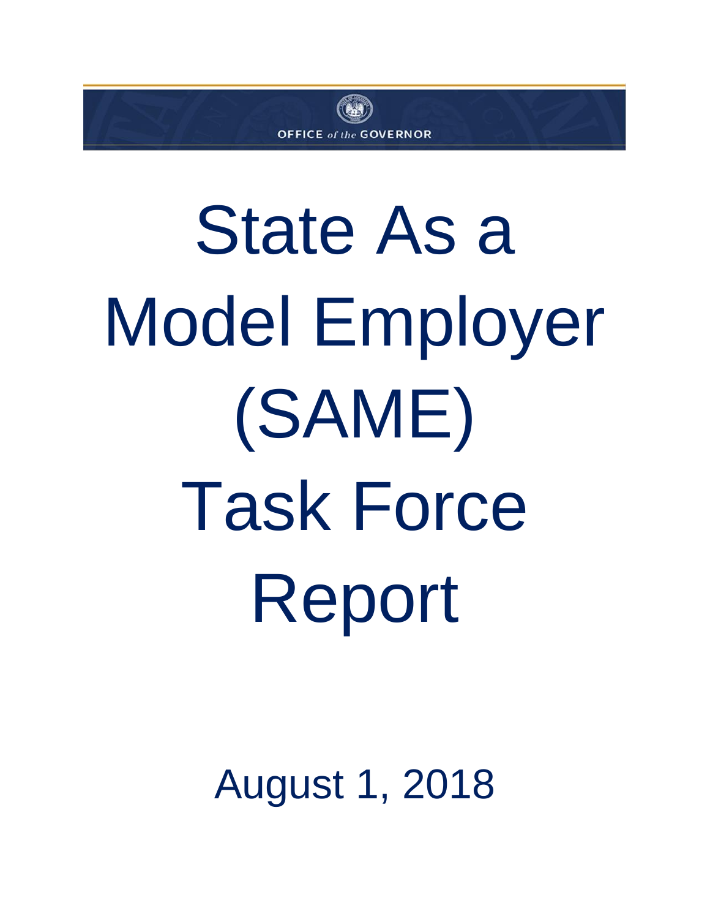OFFICE of the GOVERNOR

# State As a Model Employer (SAME) Task Force Report

August 1, 2018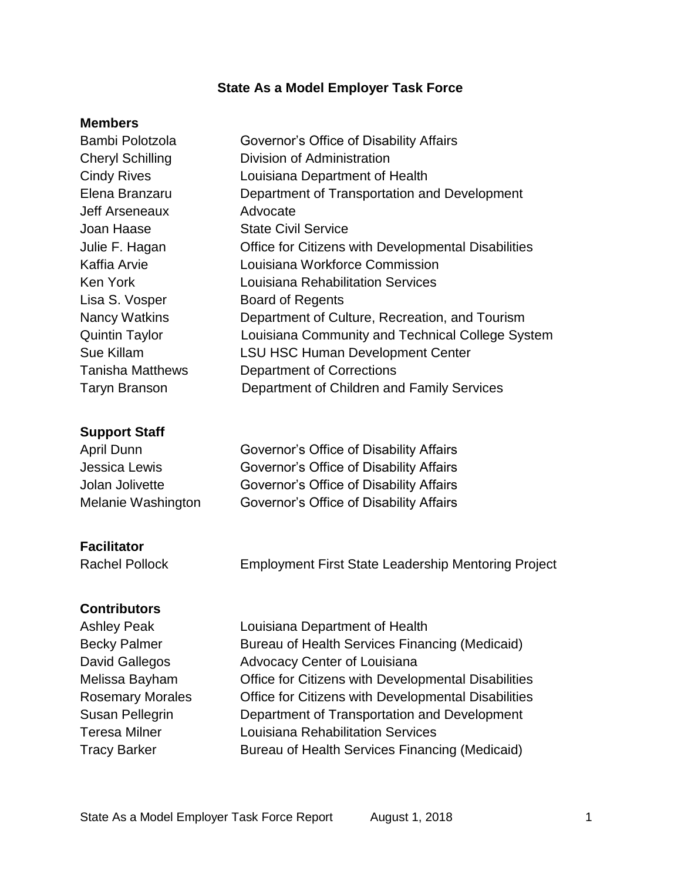# State As a Model Employer Task Force

## Members

| | |
|---|---|
| Bambi Polotzola | Governor's Office of Disability Affairs |
| Cheryl Schilling | Division of Administration |
| Cindy Rives | Louisiana Department of Health |
| Elena Branzaru | Department of Transportation and Development |
| Jeff Arseneaux | Advocate |
| Joan Haase | State Civil Service |
| Julie F. Hagan | Office for Citizens with Developmental Disabilities |
| Kaffia Arvie | Louisiana Workforce Commission |
| Ken York | Louisiana Rehabilitation Services |
| Lisa S. Vosper | Board of Regents |
| Nancy Watkins | Department of Culture, Recreation, and Tourism |
| Quintin Taylor | Louisiana Community and Technical College System |
| Sue Killam | LSU HSC Human Development Center |
| Tanisha Matthews | Department of Corrections |
| Taryn Branson | Department of Children and Family Services |

## Support Staff

| | |
|---|---|
| April Dunn | Governor's Office of Disability Affairs |
| Jessica Lewis | Governor's Office of Disability Affairs |
| Jolan Jolivette | Governor's Office of Disability Affairs |
| Melanie Washington | Governor's Office of Disability Affairs |

## Facilitator

| | |
|---|---|
| Rachel Pollock | Employment First State Leadership Mentoring Project |

## Contributors

| | |
|---|---|
| Ashley Peak | Louisiana Department of Health |
| Becky Palmer | Bureau of Health Services Financing (Medicaid) |
| David Gallegos | Advocacy Center of Louisiana |
| Melissa Bayham | Office for Citizens with Developmental Disabilities |
| Rosemary Morales | Office for Citizens with Developmental Disabilities |
| Susan Pellegrin | Department of Transportation and Development |
| Teresa Milner | Louisiana Rehabilitation Services |
| Tracy Barker | Bureau of Health Services Financing (Medicaid) |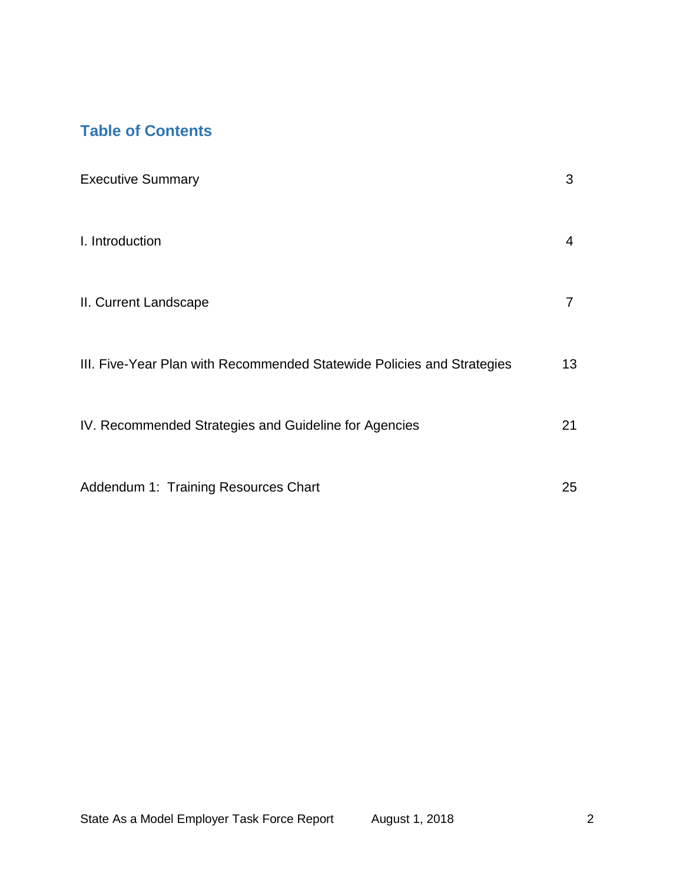## Table of Contents

| | |
|---|---|
| Executive Summary | 3 |
| I. Introduction | 4 |
| II. Current Landscape | 7 |
| III. Five-Year Plan with Recommended Statewide Policies and Strategies | 13 |
| IV. Recommended Strategies and Guideline for Agencies | 21 |
| Addendum 1: Training Resources Chart | 25 |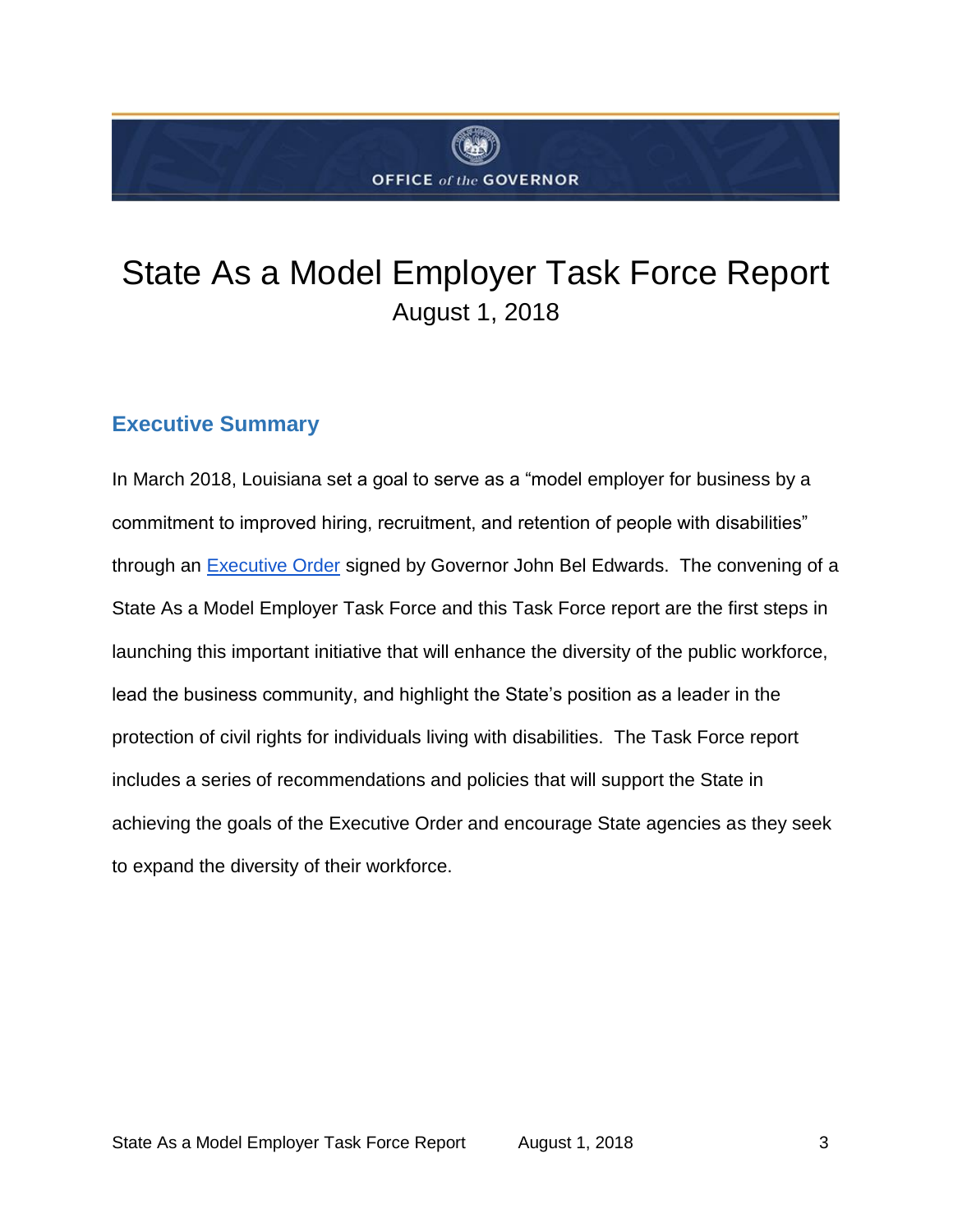OFFICE of the GOVERNOR

# State As a Model Employer Task Force Report

August 1, 2018

## Executive Summary

In March 2018, Louisiana set a goal to serve as a "model employer for business by a commitment to improved hiring, recruitment, and retention of people with disabilities" through an Executive Order signed by Governor John Bel Edwards. The convening of a State As a Model Employer Task Force and this Task Force report are the first steps in launching this important initiative that will enhance the diversity of the public workforce, lead the business community, and highlight the State's position as a leader in the protection of civil rights for individuals living with disabilities. The Task Force report includes a series of recommendations and policies that will support the State in achieving the goals of the Executive Order and encourage State agencies as they seek to expand the diversity of their workforce.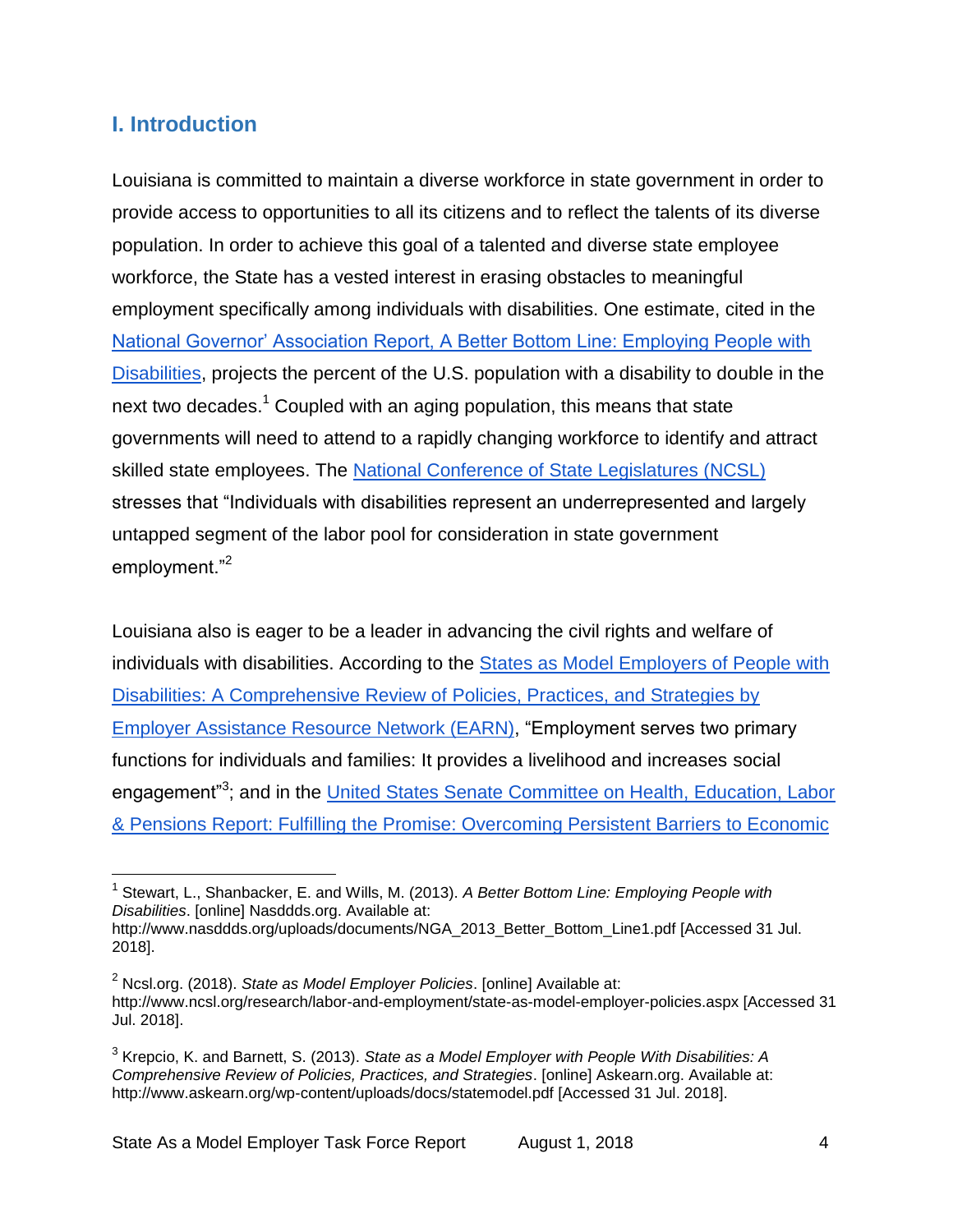## I. Introduction

Louisiana is committed to maintain a diverse workforce in state government in order to provide access to opportunities to all its citizens and to reflect the talents of its diverse population. In order to achieve this goal of a talented and diverse state employee workforce, the State has a vested interest in erasing obstacles to meaningful employment specifically among individuals with disabilities. One estimate, cited in the National Governor' Association Report, A Better Bottom Line: Employing People with Disabilities, projects the percent of the U.S. population with a disability to double in the next two decades.[1] Coupled with an aging population, this means that state governments will need to attend to a rapidly changing workforce to identify and attract skilled state employees. The National Conference of State Legislatures (NCSL) stresses that "Individuals with disabilities represent an underrepresented and largely untapped segment of the labor pool for consideration in state government employment."[2]

Louisiana also is eager to be a leader in advancing the civil rights and welfare of individuals with disabilities. According to the States as Model Employers of People with Disabilities: A Comprehensive Review of Policies, Practices, and Strategies by Employer Assistance Resource Network (EARN), "Employment serves two primary functions for individuals and families: It provides a livelihood and increases social engagement"[3]; and in the United States Senate Committee on Health, Education, Labor & Pensions Report: Fulfilling the Promise: Overcoming Persistent Barriers to Economic

---

[1] Stewart, L., Shanbacker, E. and Wills, M. (2013). *A Better Bottom Line: Employing People with Disabilities*. [online] Nasddds.org. Available at: http://www.nasddds.org/uploads/documents/NGA_2013_Better_Bottom_Line1.pdf [Accessed 31 Jul. 2018].

[2] Ncsl.org. (2018). *State as Model Employer Policies*. [online] Available at: http://www.ncsl.org/research/labor-and-employment/state-as-model-employer-policies.aspx [Accessed 31 Jul. 2018].

[3] Krepcio, K. and Barnett, S. (2013). *State as a Model Employer with People With Disabilities: A Comprehensive Review of Policies, Practices, and Strategies*. [online] Askearn.org. Available at: http://www.askearn.org/wp-content/uploads/docs/statemodel.pdf [Accessed 31 Jul. 2018].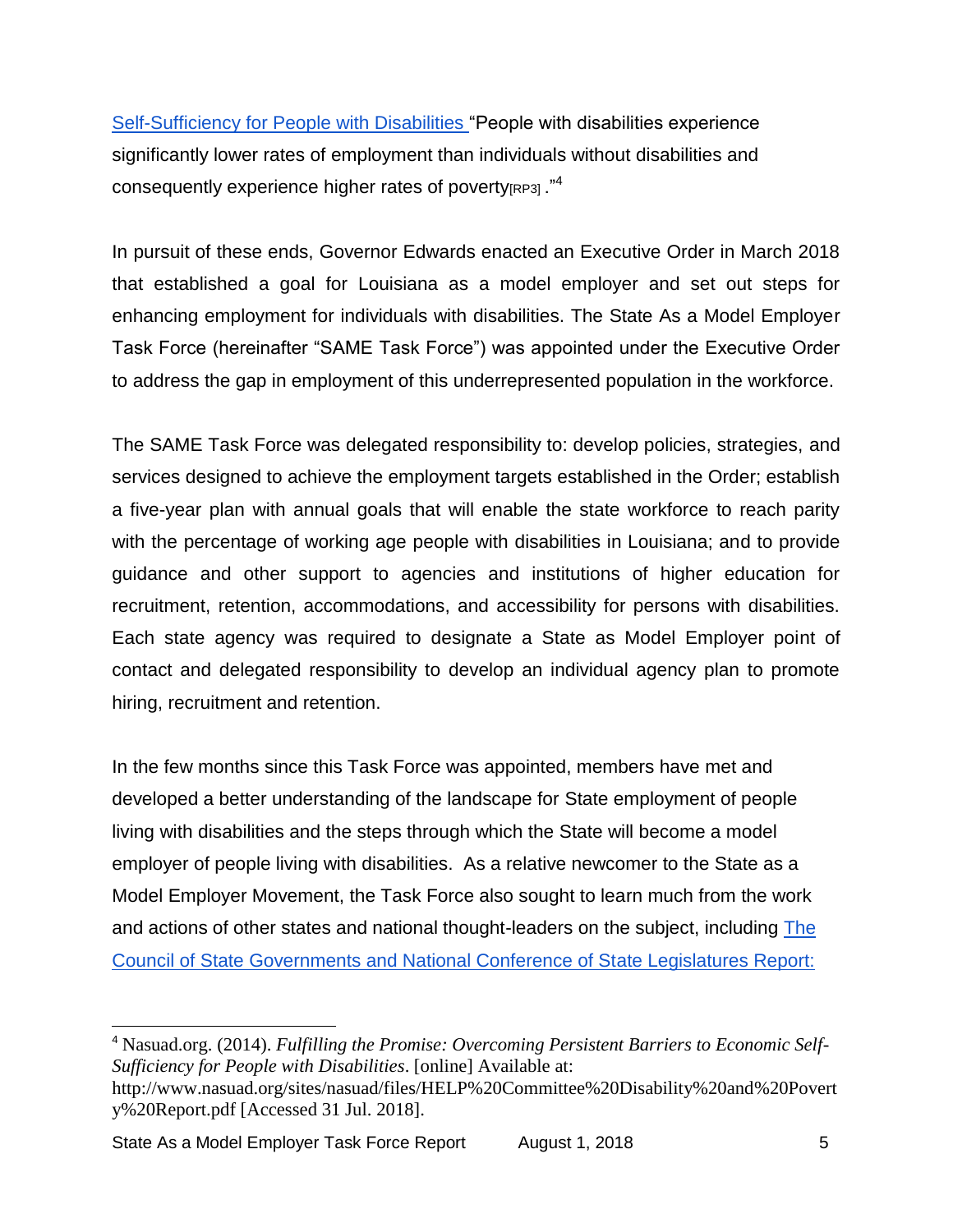Self-Sufficiency for People with Disabilities "People with disabilities experience significantly lower rates of employment than individuals without disabilities and consequently experience higher rates of poverty[RP3] ."[4]

In pursuit of these ends, Governor Edwards enacted an Executive Order in March 2018 that established a goal for Louisiana as a model employer and set out steps for enhancing employment for individuals with disabilities. The State As a Model Employer Task Force (hereinafter "SAME Task Force") was appointed under the Executive Order to address the gap in employment of this underrepresented population in the workforce.

The SAME Task Force was delegated responsibility to: develop policies, strategies, and services designed to achieve the employment targets established in the Order; establish a five-year plan with annual goals that will enable the state workforce to reach parity with the percentage of working age people with disabilities in Louisiana; and to provide guidance and other support to agencies and institutions of higher education for recruitment, retention, accommodations, and accessibility for persons with disabilities. Each state agency was required to designate a State as Model Employer point of contact and delegated responsibility to develop an individual agency plan to promote hiring, recruitment and retention.

In the few months since this Task Force was appointed, members have met and developed a better understanding of the landscape for State employment of people living with disabilities and the steps through which the State will become a model employer of people living with disabilities. As a relative newcomer to the State as a Model Employer Movement, the Task Force also sought to learn much from the work and actions of other states and national thought-leaders on the subject, including The Council of State Governments and National Conference of State Legislatures Report:

---

[4] Nasuad.org. (2014). *Fulfilling the Promise: Overcoming Persistent Barriers to Economic Self-Sufficiency for People with Disabilities*. [online] Available at: http://www.nasuad.org/sites/nasuad/files/HELP%20Committee%20Disability%20and%20Poverty%20Report.pdf [Accessed 31 Jul. 2018].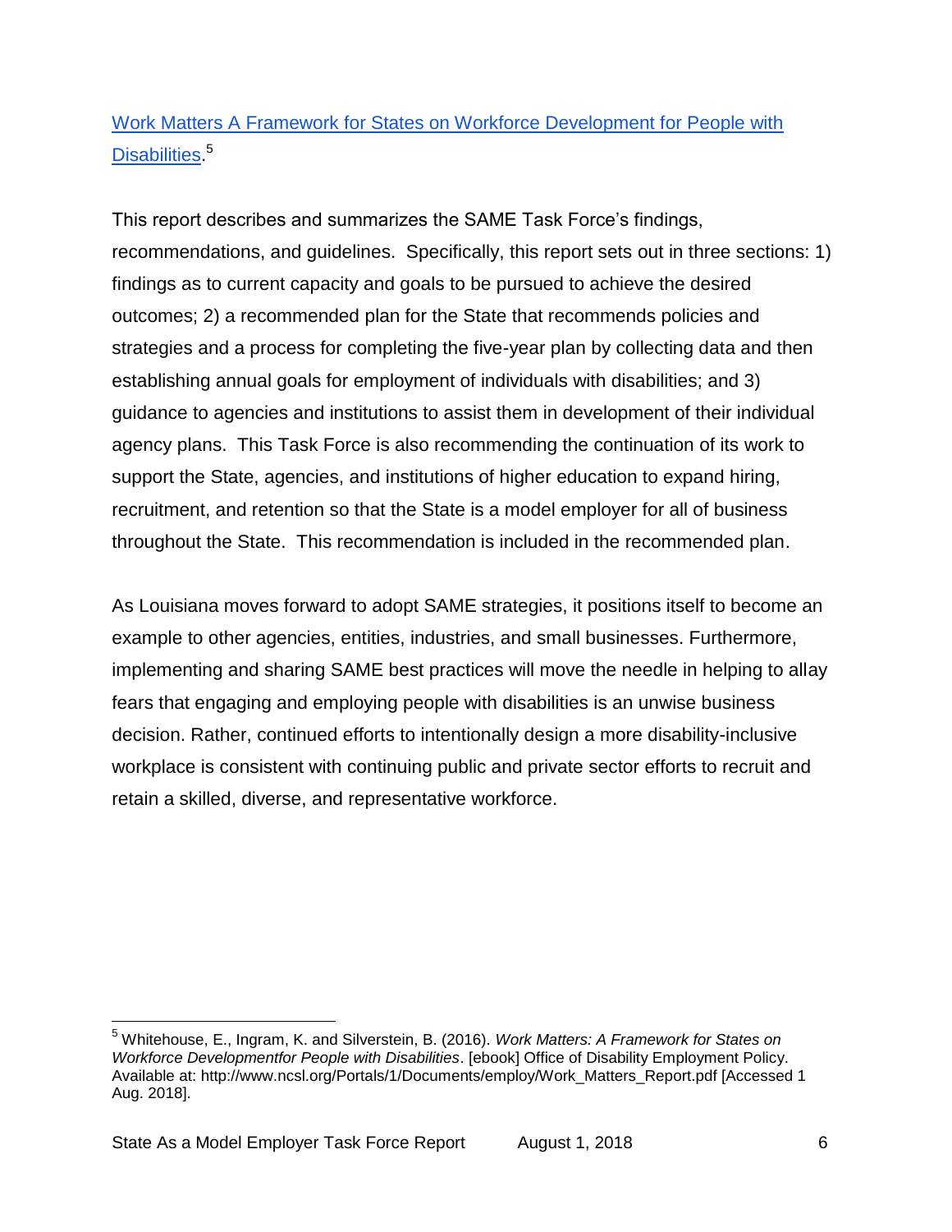[Work Matters A Framework for States on Workforce Development for People with Disabilities](http://www.ncsl.org/Portals/1/Documents/employ/Work_Matters_Report.pdf).[5]

This report describes and summarizes the SAME Task Force's findings, recommendations, and guidelines. Specifically, this report sets out in three sections: 1) findings as to current capacity and goals to be pursued to achieve the desired outcomes; 2) a recommended plan for the State that recommends policies and strategies and a process for completing the five-year plan by collecting data and then establishing annual goals for employment of individuals with disabilities; and 3) guidance to agencies and institutions to assist them in development of their individual agency plans. This Task Force is also recommending the continuation of its work to support the State, agencies, and institutions of higher education to expand hiring, recruitment, and retention so that the State is a model employer for all of business throughout the State. This recommendation is included in the recommended plan.

As Louisiana moves forward to adopt SAME strategies, it positions itself to become an example to other agencies, entities, industries, and small businesses. Furthermore, implementing and sharing SAME best practices will move the needle in helping to allay fears that engaging and employing people with disabilities is an unwise business decision. Rather, continued efforts to intentionally design a more disability-inclusive workplace is consistent with continuing public and private sector efforts to recruit and retain a skilled, diverse, and representative workforce.

---

[5] Whitehouse, E., Ingram, K. and Silverstein, B. (2016). *Work Matters: A Framework for States on Workforce Developmentfor People with Disabilities*. [ebook] Office of Disability Employment Policy. Available at: http://www.ncsl.org/Portals/1/Documents/employ/Work_Matters_Report.pdf [Accessed 1 Aug. 2018].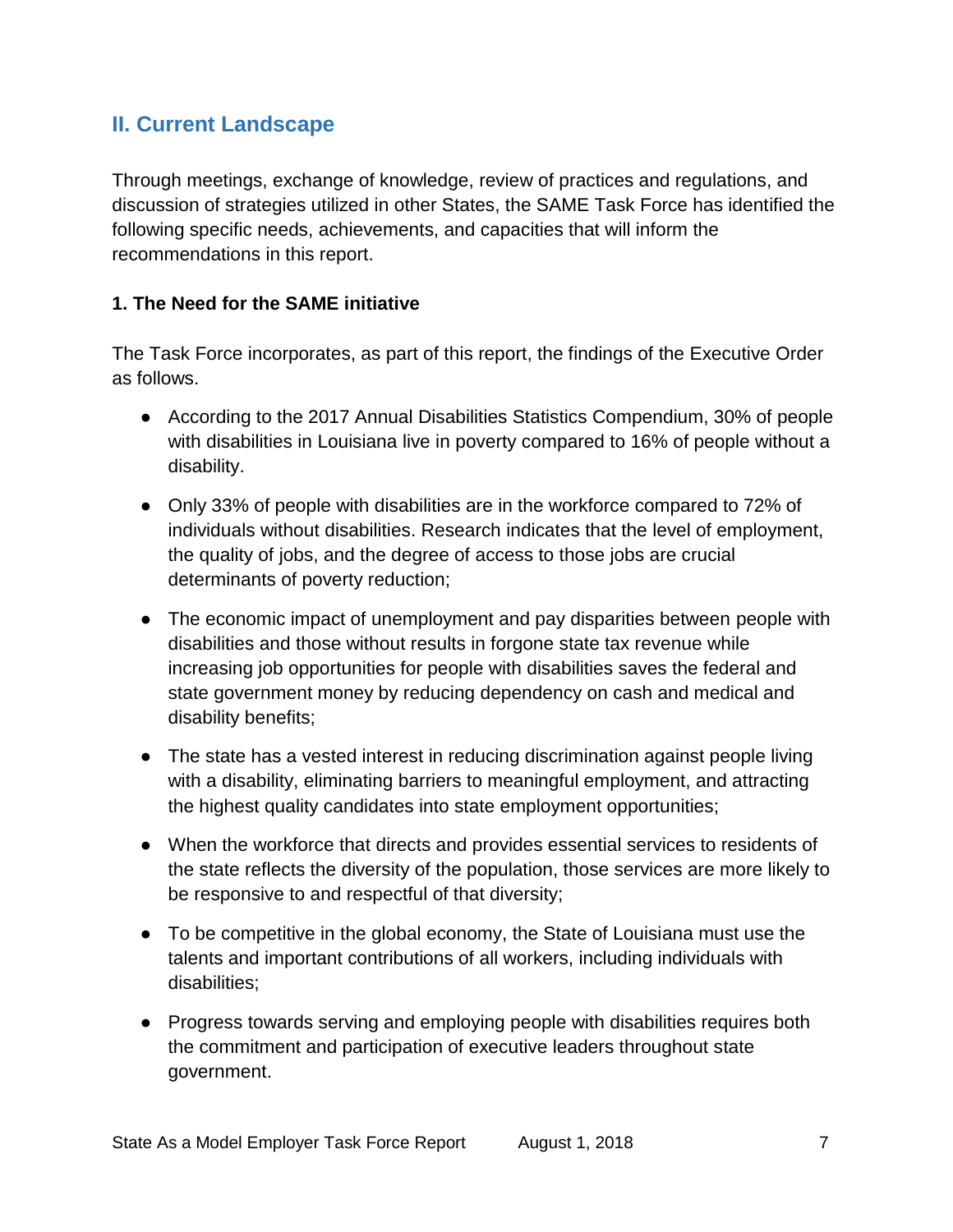## II. Current Landscape

Through meetings, exchange of knowledge, review of practices and regulations, and discussion of strategies utilized in other States, the SAME Task Force has identified the following specific needs, achievements, and capacities that will inform the recommendations in this report.

### 1. The Need for the SAME initiative

The Task Force incorporates, as part of this report, the findings of the Executive Order as follows.

- According to the 2017 Annual Disabilities Statistics Compendium, 30% of people with disabilities in Louisiana live in poverty compared to 16% of people without a disability.
- Only 33% of people with disabilities are in the workforce compared to 72% of individuals without disabilities. Research indicates that the level of employment, the quality of jobs, and the degree of access to those jobs are crucial determinants of poverty reduction;
- The economic impact of unemployment and pay disparities between people with disabilities and those without results in forgone state tax revenue while increasing job opportunities for people with disabilities saves the federal and state government money by reducing dependency on cash and medical and disability benefits;
- The state has a vested interest in reducing discrimination against people living with a disability, eliminating barriers to meaningful employment, and attracting the highest quality candidates into state employment opportunities;
- When the workforce that directs and provides essential services to residents of the state reflects the diversity of the population, those services are more likely to be responsive to and respectful of that diversity;
- To be competitive in the global economy, the State of Louisiana must use the talents and important contributions of all workers, including individuals with disabilities;
- Progress towards serving and employing people with disabilities requires both the commitment and participation of executive leaders throughout state government.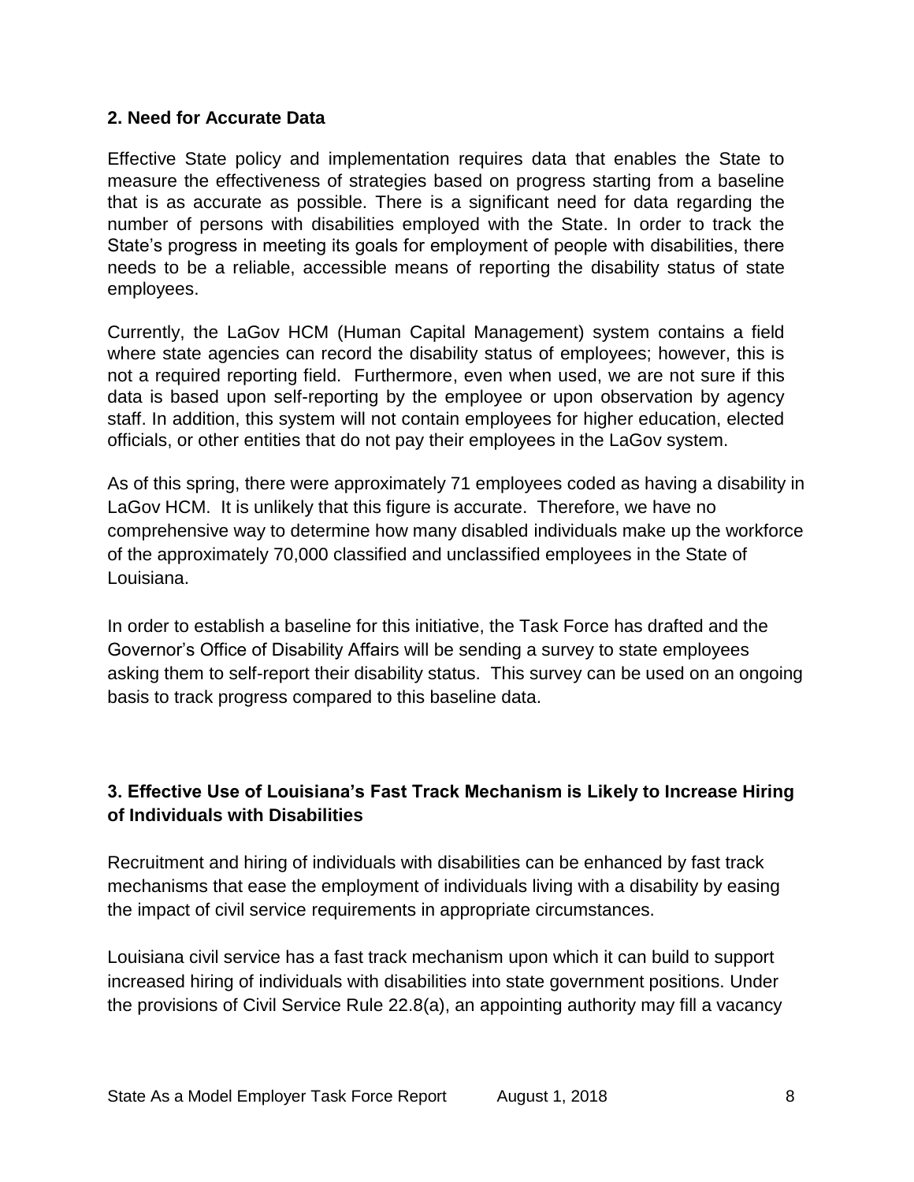## 2. Need for Accurate Data

Effective State policy and implementation requires data that enables the State to measure the effectiveness of strategies based on progress starting from a baseline that is as accurate as possible. There is a significant need for data regarding the number of persons with disabilities employed with the State. In order to track the State's progress in meeting its goals for employment of people with disabilities, there needs to be a reliable, accessible means of reporting the disability status of state employees.

Currently, the LaGov HCM (Human Capital Management) system contains a field where state agencies can record the disability status of employees; however, this is not a required reporting field. Furthermore, even when used, we are not sure if this data is based upon self-reporting by the employee or upon observation by agency staff. In addition, this system will not contain employees for higher education, elected officials, or other entities that do not pay their employees in the LaGov system.

As of this spring, there were approximately 71 employees coded as having a disability in LaGov HCM. It is unlikely that this figure is accurate. Therefore, we have no comprehensive way to determine how many disabled individuals make up the workforce of the approximately 70,000 classified and unclassified employees in the State of Louisiana.

In order to establish a baseline for this initiative, the Task Force has drafted and the Governor's Office of Disability Affairs will be sending a survey to state employees asking them to self-report their disability status. This survey can be used on an ongoing basis to track progress compared to this baseline data.

## 3. Effective Use of Louisiana's Fast Track Mechanism is Likely to Increase Hiring of Individuals with Disabilities

Recruitment and hiring of individuals with disabilities can be enhanced by fast track mechanisms that ease the employment of individuals living with a disability by easing the impact of civil service requirements in appropriate circumstances.

Louisiana civil service has a fast track mechanism upon which it can build to support increased hiring of individuals with disabilities into state government positions. Under the provisions of Civil Service Rule 22.8(a), an appointing authority may fill a vacancy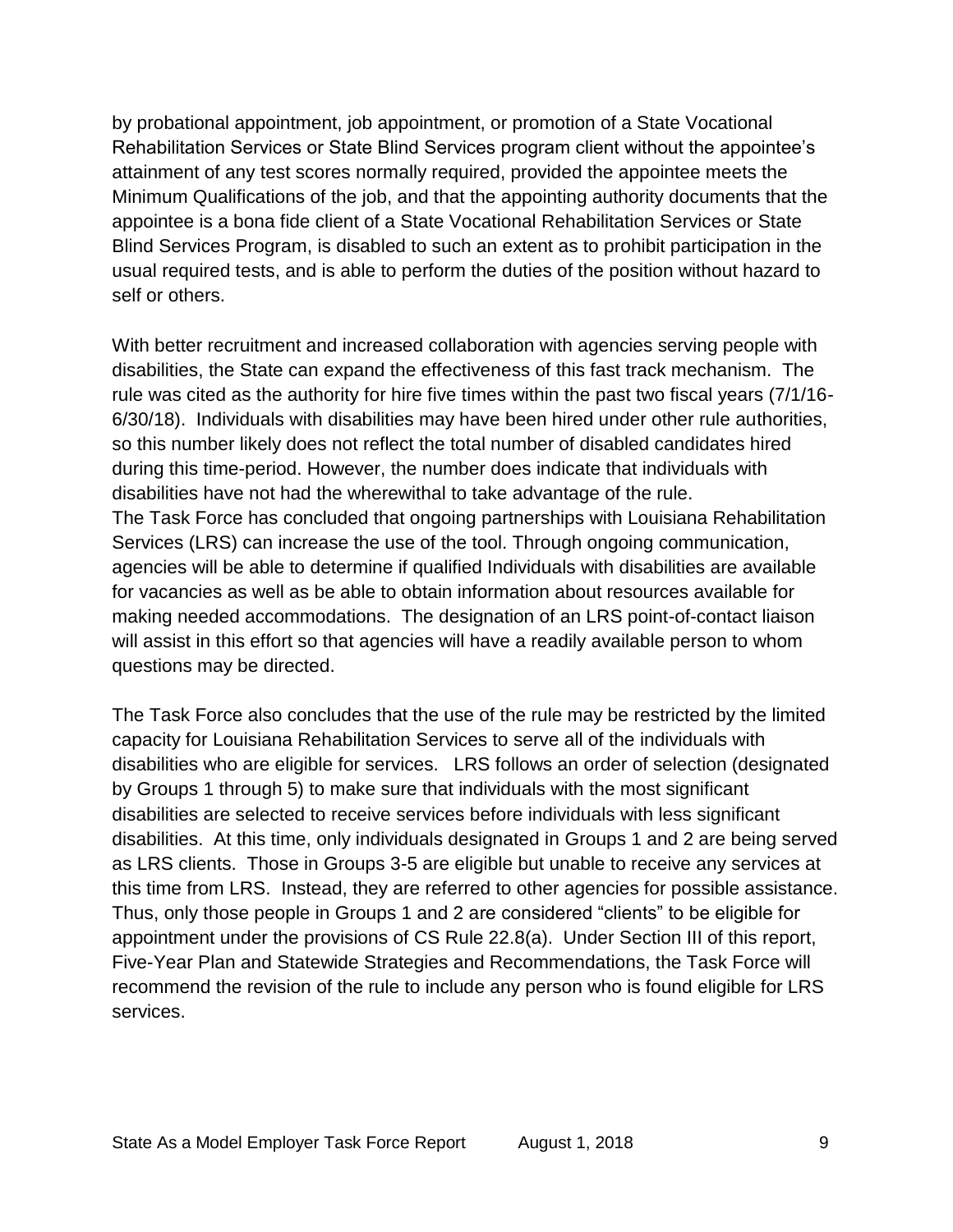by probational appointment, job appointment, or promotion of a State Vocational Rehabilitation Services or State Blind Services program client without the appointee's attainment of any test scores normally required, provided the appointee meets the Minimum Qualifications of the job, and that the appointing authority documents that the appointee is a bona fide client of a State Vocational Rehabilitation Services or State Blind Services Program, is disabled to such an extent as to prohibit participation in the usual required tests, and is able to perform the duties of the position without hazard to self or others.

With better recruitment and increased collaboration with agencies serving people with disabilities, the State can expand the effectiveness of this fast track mechanism. The rule was cited as the authority for hire five times within the past two fiscal years (7/1/16-6/30/18). Individuals with disabilities may have been hired under other rule authorities, so this number likely does not reflect the total number of disabled candidates hired during this time-period. However, the number does indicate that individuals with disabilities have not had the wherewithal to take advantage of the rule.
The Task Force has concluded that ongoing partnerships with Louisiana Rehabilitation Services (LRS) can increase the use of the tool. Through ongoing communication, agencies will be able to determine if qualified Individuals with disabilities are available for vacancies as well as be able to obtain information about resources available for making needed accommodations. The designation of an LRS point-of-contact liaison will assist in this effort so that agencies will have a readily available person to whom questions may be directed.

The Task Force also concludes that the use of the rule may be restricted by the limited capacity for Louisiana Rehabilitation Services to serve all of the individuals with disabilities who are eligible for services. LRS follows an order of selection (designated by Groups 1 through 5) to make sure that individuals with the most significant disabilities are selected to receive services before individuals with less significant disabilities. At this time, only individuals designated in Groups 1 and 2 are being served as LRS clients. Those in Groups 3-5 are eligible but unable to receive any services at this time from LRS. Instead, they are referred to other agencies for possible assistance. Thus, only those people in Groups 1 and 2 are considered "clients" to be eligible for appointment under the provisions of CS Rule 22.8(a). Under Section III of this report, Five-Year Plan and Statewide Strategies and Recommendations, the Task Force will recommend the revision of the rule to include any person who is found eligible for LRS services.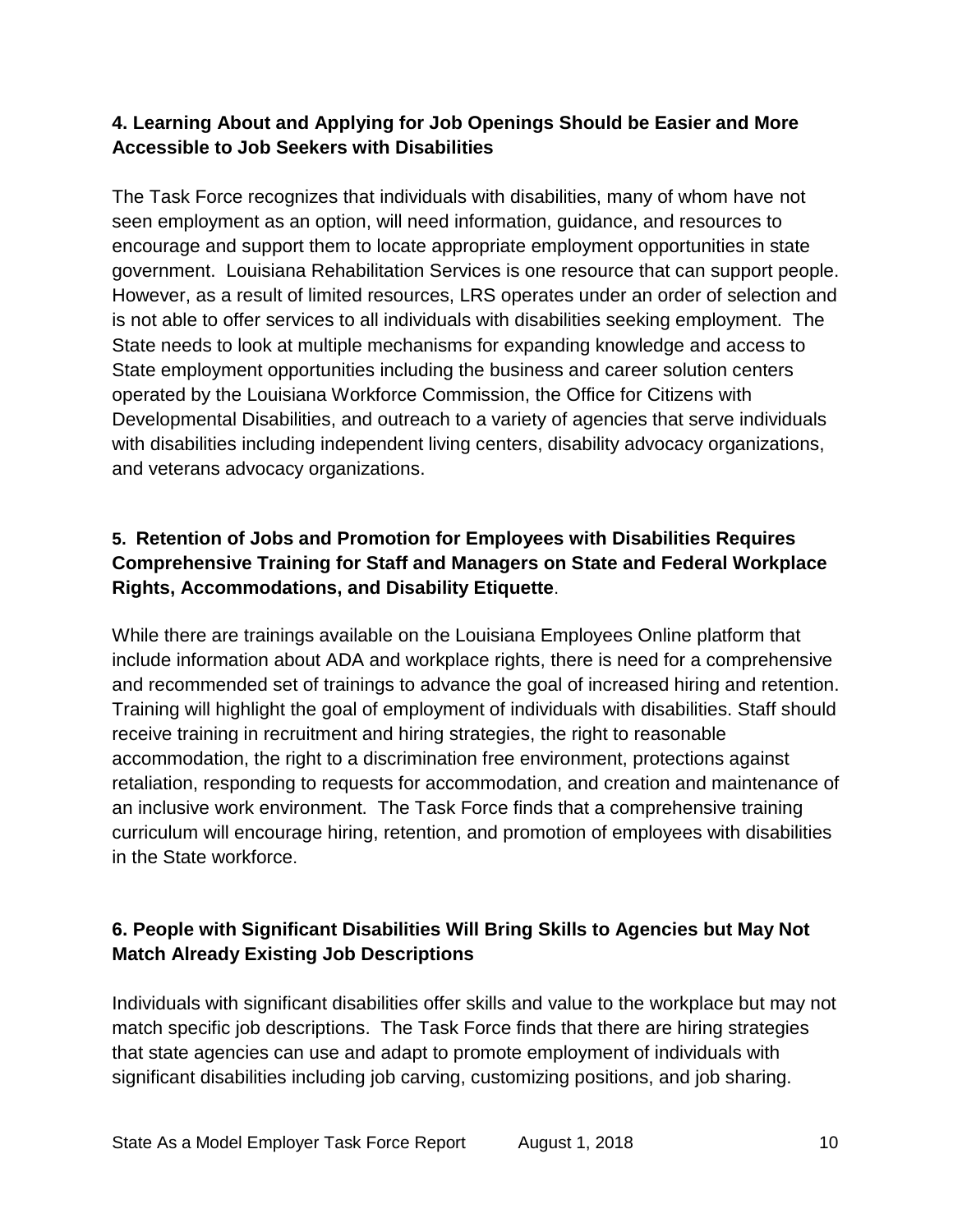### 4. Learning About and Applying for Job Openings Should be Easier and More Accessible to Job Seekers with Disabilities

The Task Force recognizes that individuals with disabilities, many of whom have not seen employment as an option, will need information, guidance, and resources to encourage and support them to locate appropriate employment opportunities in state government. Louisiana Rehabilitation Services is one resource that can support people. However, as a result of limited resources, LRS operates under an order of selection and is not able to offer services to all individuals with disabilities seeking employment. The State needs to look at multiple mechanisms for expanding knowledge and access to State employment opportunities including the business and career solution centers operated by the Louisiana Workforce Commission, the Office for Citizens with Developmental Disabilities, and outreach to a variety of agencies that serve individuals with disabilities including independent living centers, disability advocacy organizations, and veterans advocacy organizations.

### 5. Retention of Jobs and Promotion for Employees with Disabilities Requires Comprehensive Training for Staff and Managers on State and Federal Workplace Rights, Accommodations, and Disability Etiquette.

While there are trainings available on the Louisiana Employees Online platform that include information about ADA and workplace rights, there is need for a comprehensive and recommended set of trainings to advance the goal of increased hiring and retention. Training will highlight the goal of employment of individuals with disabilities. Staff should receive training in recruitment and hiring strategies, the right to reasonable accommodation, the right to a discrimination free environment, protections against retaliation, responding to requests for accommodation, and creation and maintenance of an inclusive work environment. The Task Force finds that a comprehensive training curriculum will encourage hiring, retention, and promotion of employees with disabilities in the State workforce.

### 6. People with Significant Disabilities Will Bring Skills to Agencies but May Not Match Already Existing Job Descriptions

Individuals with significant disabilities offer skills and value to the workplace but may not match specific job descriptions. The Task Force finds that there are hiring strategies that state agencies can use and adapt to promote employment of individuals with significant disabilities including job carving, customizing positions, and job sharing.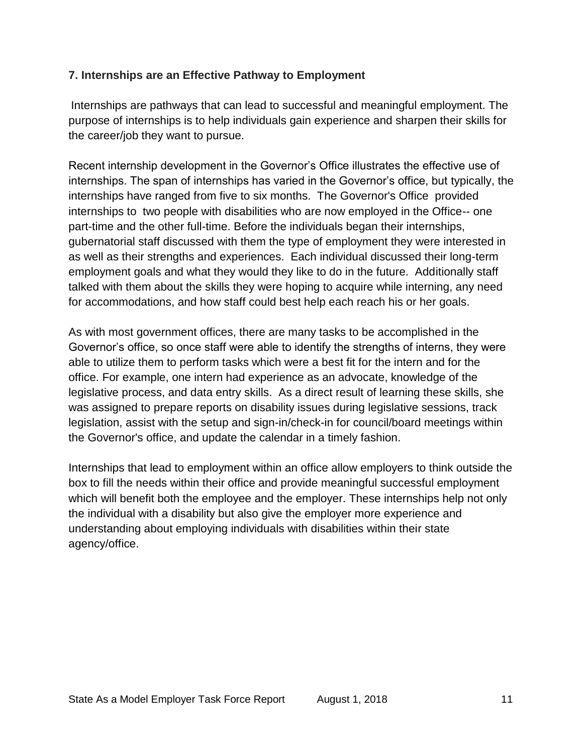### 7. Internships are an Effective Pathway to Employment

Internships are pathways that can lead to successful and meaningful employment. The purpose of internships is to help individuals gain experience and sharpen their skills for the career/job they want to pursue.

Recent internship development in the Governor's Office illustrates the effective use of internships. The span of internships has varied in the Governor's office, but typically, the internships have ranged from five to six months. The Governor's Office provided internships to two people with disabilities who are now employed in the Office-- one part-time and the other full-time. Before the individuals began their internships, gubernatorial staff discussed with them the type of employment they were interested in as well as their strengths and experiences. Each individual discussed their long-term employment goals and what they would they like to do in the future. Additionally staff talked with them about the skills they were hoping to acquire while interning, any need for accommodations, and how staff could best help each reach his or her goals.

As with most government offices, there are many tasks to be accomplished in the Governor's office, so once staff were able to identify the strengths of interns, they were able to utilize them to perform tasks which were a best fit for the intern and for the office. For example, one intern had experience as an advocate, knowledge of the legislative process, and data entry skills. As a direct result of learning these skills, she was assigned to prepare reports on disability issues during legislative sessions, track legislation, assist with the setup and sign-in/check-in for council/board meetings within the Governor's office, and update the calendar in a timely fashion.

Internships that lead to employment within an office allow employers to think outside the box to fill the needs within their office and provide meaningful successful employment which will benefit both the employee and the employer. These internships help not only the individual with a disability but also give the employer more experience and understanding about employing individuals with disabilities within their state agency/office.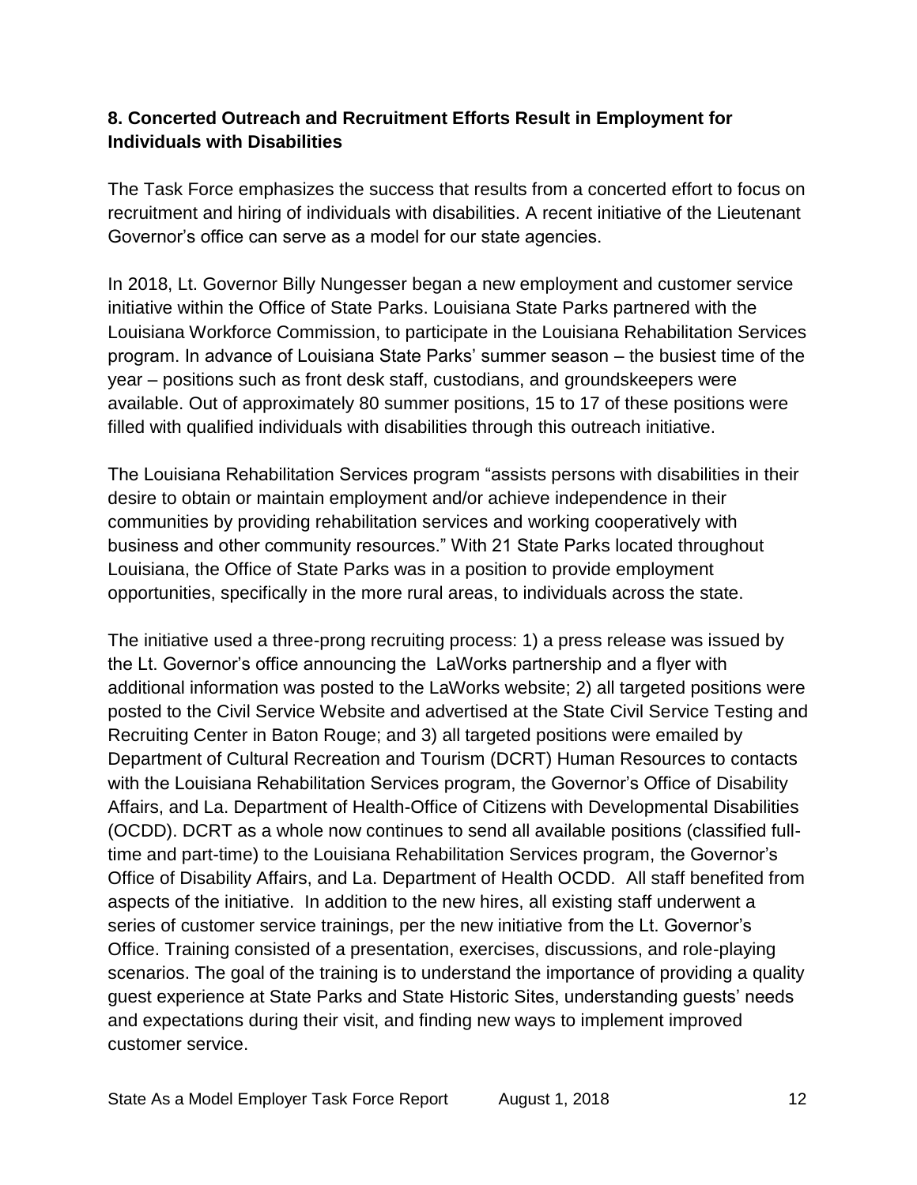### 8. Concerted Outreach and Recruitment Efforts Result in Employment for Individuals with Disabilities

The Task Force emphasizes the success that results from a concerted effort to focus on recruitment and hiring of individuals with disabilities. A recent initiative of the Lieutenant Governor's office can serve as a model for our state agencies.

In 2018, Lt. Governor Billy Nungesser began a new employment and customer service initiative within the Office of State Parks. Louisiana State Parks partnered with the Louisiana Workforce Commission, to participate in the Louisiana Rehabilitation Services program. In advance of Louisiana State Parks' summer season – the busiest time of the year – positions such as front desk staff, custodians, and groundskeepers were available. Out of approximately 80 summer positions, 15 to 17 of these positions were filled with qualified individuals with disabilities through this outreach initiative.

The Louisiana Rehabilitation Services program "assists persons with disabilities in their desire to obtain or maintain employment and/or achieve independence in their communities by providing rehabilitation services and working cooperatively with business and other community resources." With 21 State Parks located throughout Louisiana, the Office of State Parks was in a position to provide employment opportunities, specifically in the more rural areas, to individuals across the state.

The initiative used a three-prong recruiting process: 1) a press release was issued by the Lt. Governor's office announcing the LaWorks partnership and a flyer with additional information was posted to the LaWorks website; 2) all targeted positions were posted to the Civil Service Website and advertised at the State Civil Service Testing and Recruiting Center in Baton Rouge; and 3) all targeted positions were emailed by Department of Cultural Recreation and Tourism (DCRT) Human Resources to contacts with the Louisiana Rehabilitation Services program, the Governor's Office of Disability Affairs, and La. Department of Health-Office of Citizens with Developmental Disabilities (OCDD). DCRT as a whole now continues to send all available positions (classified full-time and part-time) to the Louisiana Rehabilitation Services program, the Governor's Office of Disability Affairs, and La. Department of Health OCDD. All staff benefited from aspects of the initiative. In addition to the new hires, all existing staff underwent a series of customer service trainings, per the new initiative from the Lt. Governor's Office. Training consisted of a presentation, exercises, discussions, and role-playing scenarios. The goal of the training is to understand the importance of providing a quality guest experience at State Parks and State Historic Sites, understanding guests' needs and expectations during their visit, and finding new ways to implement improved customer service.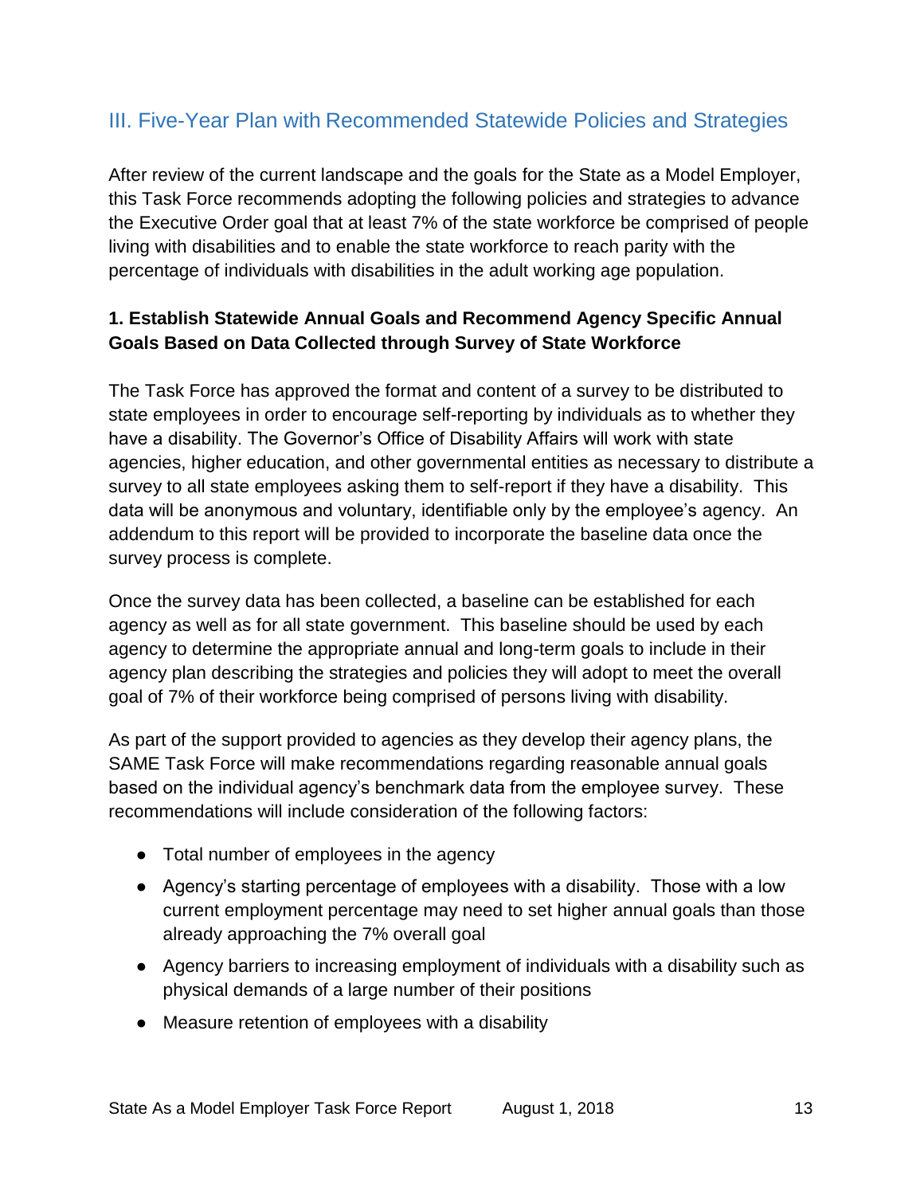## III. Five-Year Plan with Recommended Statewide Policies and Strategies

After review of the current landscape and the goals for the State as a Model Employer, this Task Force recommends adopting the following policies and strategies to advance the Executive Order goal that at least 7% of the state workforce be comprised of people living with disabilities and to enable the state workforce to reach parity with the percentage of individuals with disabilities in the adult working age population.

### 1. Establish Statewide Annual Goals and Recommend Agency Specific Annual Goals Based on Data Collected through Survey of State Workforce

The Task Force has approved the format and content of a survey to be distributed to state employees in order to encourage self-reporting by individuals as to whether they have a disability. The Governor's Office of Disability Affairs will work with state agencies, higher education, and other governmental entities as necessary to distribute a survey to all state employees asking them to self-report if they have a disability. This data will be anonymous and voluntary, identifiable only by the employee's agency. An addendum to this report will be provided to incorporate the baseline data once the survey process is complete.

Once the survey data has been collected, a baseline can be established for each agency as well as for all state government. This baseline should be used by each agency to determine the appropriate annual and long-term goals to include in their agency plan describing the strategies and policies they will adopt to meet the overall goal of 7% of their workforce being comprised of persons living with disability.

As part of the support provided to agencies as they develop their agency plans, the SAME Task Force will make recommendations regarding reasonable annual goals based on the individual agency's benchmark data from the employee survey. These recommendations will include consideration of the following factors:

- Total number of employees in the agency
- Agency's starting percentage of employees with a disability. Those with a low current employment percentage may need to set higher annual goals than those already approaching the 7% overall goal
- Agency barriers to increasing employment of individuals with a disability such as physical demands of a large number of their positions
- Measure retention of employees with a disability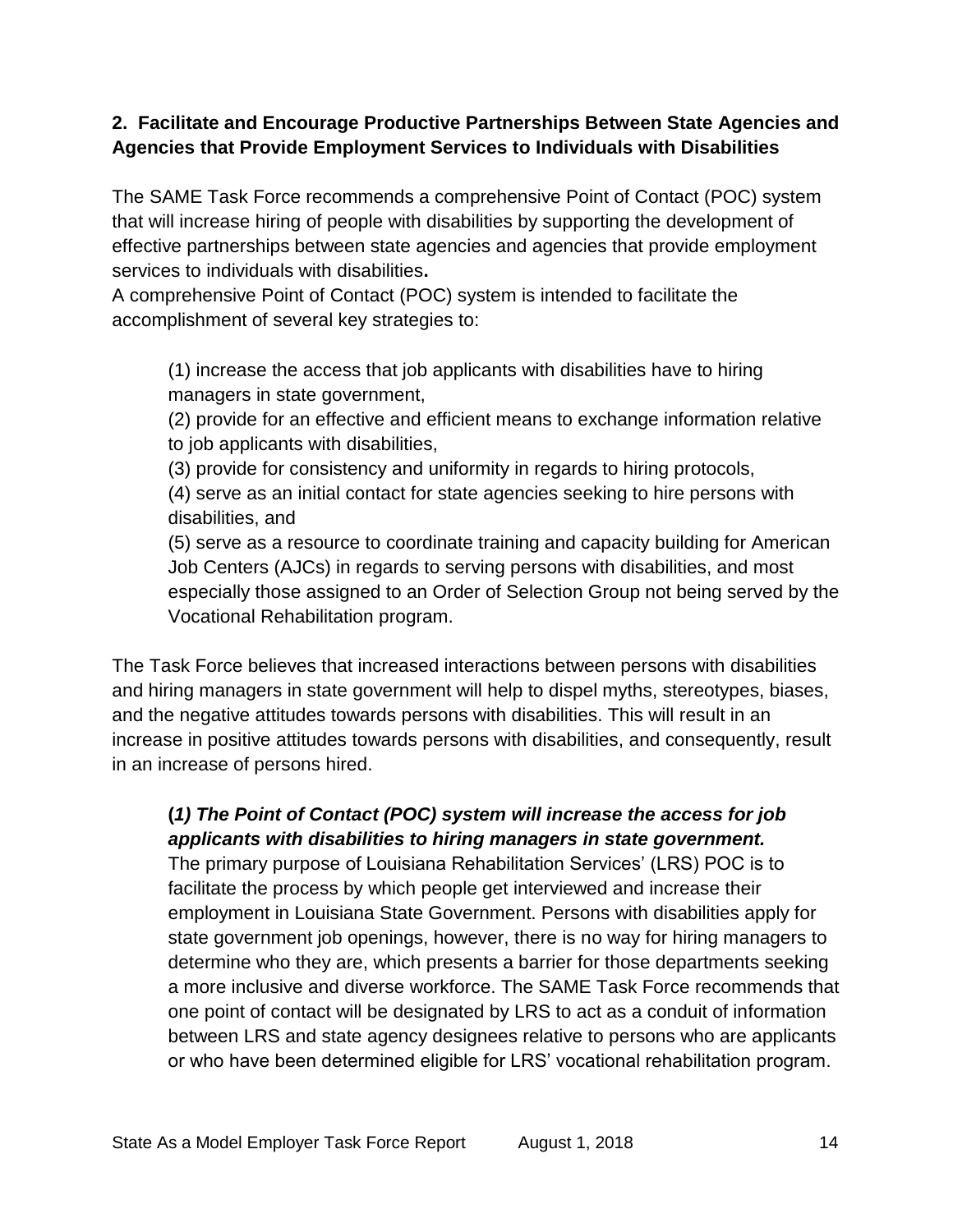**2. Facilitate and Encourage Productive Partnerships Between State Agencies and Agencies that Provide Employment Services to Individuals with Disabilities**

The SAME Task Force recommends a comprehensive Point of Contact (POC) system that will increase hiring of people with disabilities by supporting the development of effective partnerships between state agencies and agencies that provide employment services to individuals with disabilities**.**
A comprehensive Point of Contact (POC) system is intended to facilitate the accomplishment of several key strategies to:

> (1) increase the access that job applicants with disabilities have to hiring managers in state government,
> (2) provide for an effective and efficient means to exchange information relative to job applicants with disabilities,
> (3) provide for consistency and uniformity in regards to hiring protocols,
> (4) serve as an initial contact for state agencies seeking to hire persons with disabilities, and
> (5) serve as a resource to coordinate training and capacity building for American Job Centers (AJCs) in regards to serving persons with disabilities, and most especially those assigned to an Order of Selection Group not being served by the Vocational Rehabilitation program.

The Task Force believes that increased interactions between persons with disabilities and hiring managers in state government will help to dispel myths, stereotypes, biases, and the negative attitudes towards persons with disabilities. This will result in an increase in positive attitudes towards persons with disabilities, and consequently, result in an increase of persons hired.

**(*1) The Point of Contact (POC) system will increase the access for job applicants with disabilities to hiring managers in state government.***
The primary purpose of Louisiana Rehabilitation Services' (LRS) POC is to facilitate the process by which people get interviewed and increase their employment in Louisiana State Government. Persons with disabilities apply for state government job openings, however, there is no way for hiring managers to determine who they are, which presents a barrier for those departments seeking a more inclusive and diverse workforce. The SAME Task Force recommends that one point of contact will be designated by LRS to act as a conduit of information between LRS and state agency designees relative to persons who are applicants or who have been determined eligible for LRS' vocational rehabilitation program.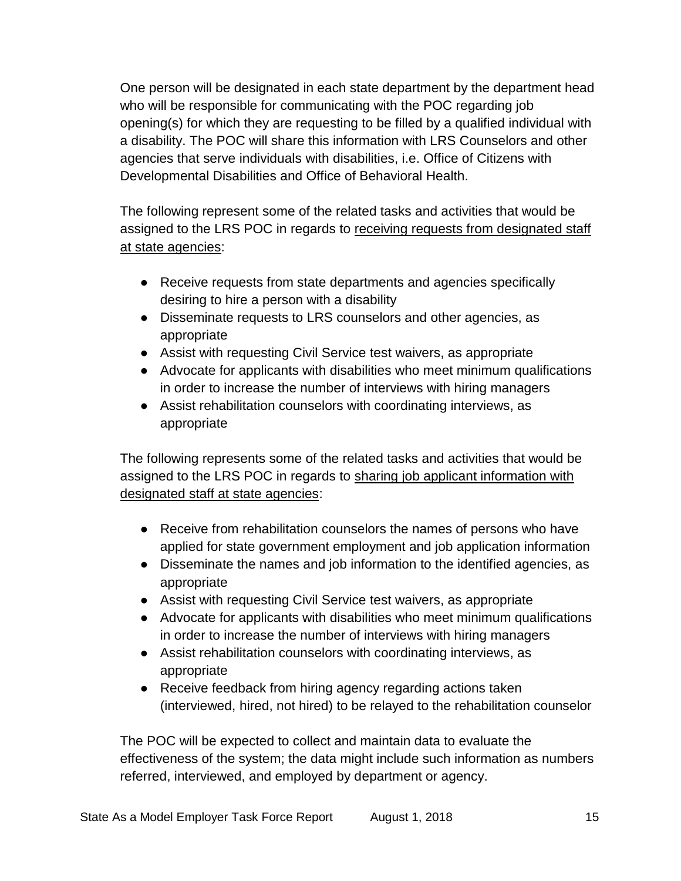One person will be designated in each state department by the department head who will be responsible for communicating with the POC regarding job opening(s) for which they are requesting to be filled by a qualified individual with a disability. The POC will share this information with LRS Counselors and other agencies that serve individuals with disabilities, i.e. Office of Citizens with Developmental Disabilities and Office of Behavioral Health.

The following represent some of the related tasks and activities that would be assigned to the LRS POC in regards to <u>receiving requests from designated staff at state agencies</u>:

- Receive requests from state departments and agencies specifically desiring to hire a person with a disability
- Disseminate requests to LRS counselors and other agencies, as appropriate
- Assist with requesting Civil Service test waivers, as appropriate
- Advocate for applicants with disabilities who meet minimum qualifications in order to increase the number of interviews with hiring managers
- Assist rehabilitation counselors with coordinating interviews, as appropriate

The following represents some of the related tasks and activities that would be assigned to the LRS POC in regards to <u>sharing job applicant information with designated staff at state agencies</u>:

- Receive from rehabilitation counselors the names of persons who have applied for state government employment and job application information
- Disseminate the names and job information to the identified agencies, as appropriate
- Assist with requesting Civil Service test waivers, as appropriate
- Advocate for applicants with disabilities who meet minimum qualifications in order to increase the number of interviews with hiring managers
- Assist rehabilitation counselors with coordinating interviews, as appropriate
- Receive feedback from hiring agency regarding actions taken (interviewed, hired, not hired) to be relayed to the rehabilitation counselor

The POC will be expected to collect and maintain data to evaluate the effectiveness of the system; the data might include such information as numbers referred, interviewed, and employed by department or agency.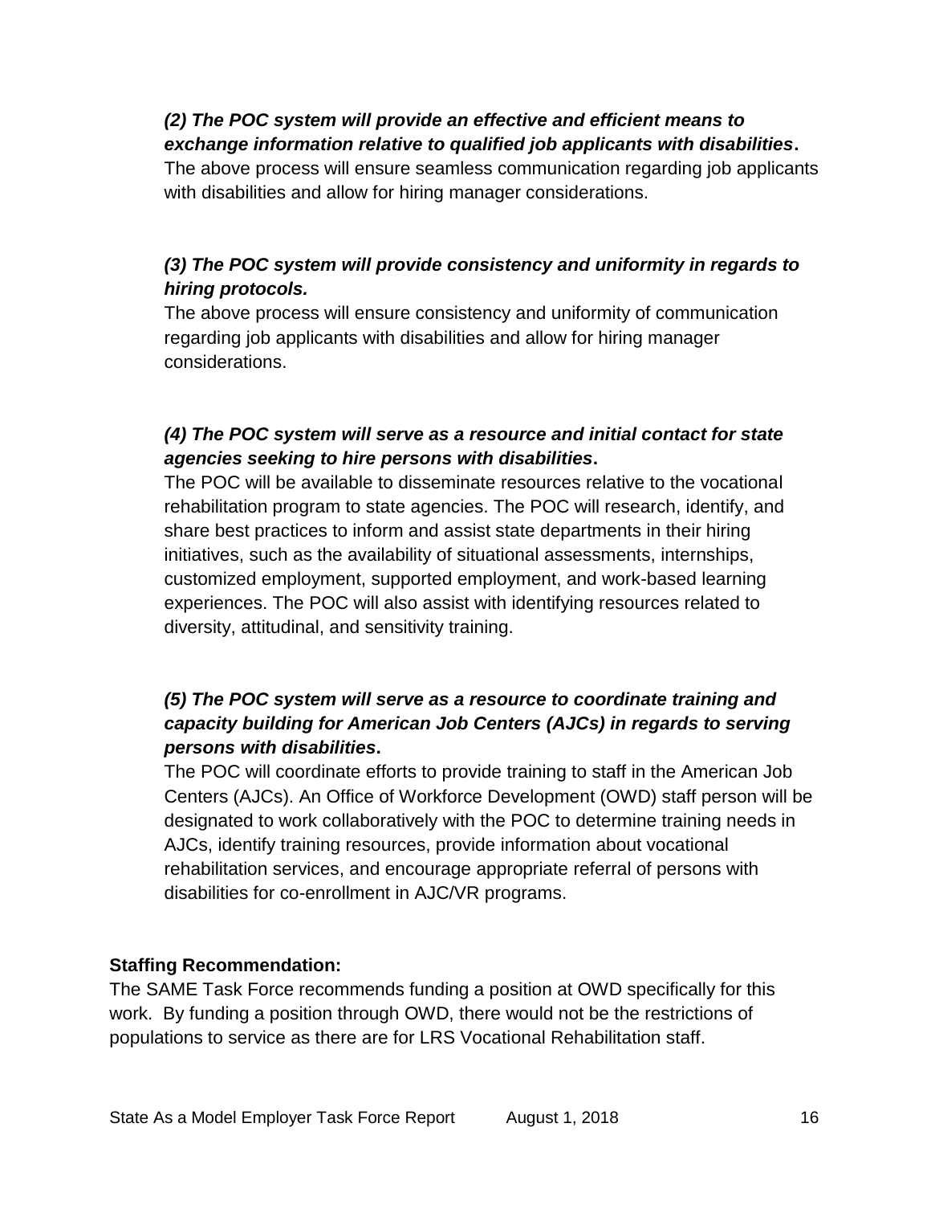***(2) The POC system will provide an effective and efficient means to exchange information relative to qualified job applicants with disabilities*.**
The above process will ensure seamless communication regarding job applicants with disabilities and allow for hiring manager considerations.

***(3) The POC system will provide consistency and uniformity in regards to hiring protocols.***
The above process will ensure consistency and uniformity of communication regarding job applicants with disabilities and allow for hiring manager considerations.

***(4) The POC system will serve as a resource and initial contact for state agencies seeking to hire persons with disabilities*.**
The POC will be available to disseminate resources relative to the vocational rehabilitation program to state agencies. The POC will research, identify, and share best practices to inform and assist state departments in their hiring initiatives, such as the availability of situational assessments, internships, customized employment, supported employment, and work-based learning experiences. The POC will also assist with identifying resources related to diversity, attitudinal, and sensitivity training.

***(5) The POC system will serve as a resource to coordinate training and capacity building for American Job Centers (AJCs) in regards to serving persons with disabilities*.**
The POC will coordinate efforts to provide training to staff in the American Job Centers (AJCs). An Office of Workforce Development (OWD) staff person will be designated to work collaboratively with the POC to determine training needs in AJCs, identify training resources, provide information about vocational rehabilitation services, and encourage appropriate referral of persons with disabilities for co-enrollment in AJC/VR programs.

**Staffing Recommendation:**
The SAME Task Force recommends funding a position at OWD specifically for this work. By funding a position through OWD, there would not be the restrictions of populations to service as there are for LRS Vocational Rehabilitation staff.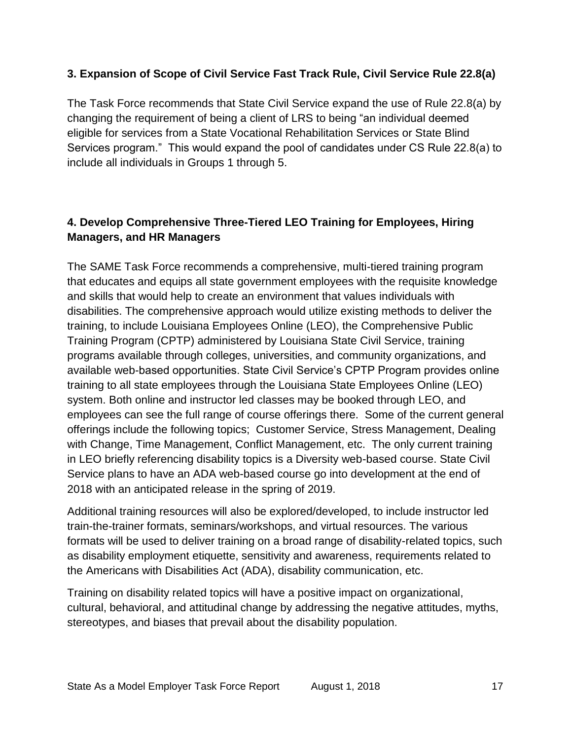### 3. Expansion of Scope of Civil Service Fast Track Rule, Civil Service Rule 22.8(a)

The Task Force recommends that State Civil Service expand the use of Rule 22.8(a) by changing the requirement of being a client of LRS to being "an individual deemed eligible for services from a State Vocational Rehabilitation Services or State Blind Services program." This would expand the pool of candidates under CS Rule 22.8(a) to include all individuals in Groups 1 through 5.

### 4. Develop Comprehensive Three-Tiered LEO Training for Employees, Hiring Managers, and HR Managers

The SAME Task Force recommends a comprehensive, multi-tiered training program that educates and equips all state government employees with the requisite knowledge and skills that would help to create an environment that values individuals with disabilities. The comprehensive approach would utilize existing methods to deliver the training, to include Louisiana Employees Online (LEO), the Comprehensive Public Training Program (CPTP) administered by Louisiana State Civil Service, training programs available through colleges, universities, and community organizations, and available web-based opportunities. State Civil Service's CPTP Program provides online training to all state employees through the Louisiana State Employees Online (LEO) system. Both online and instructor led classes may be booked through LEO, and employees can see the full range of course offerings there. Some of the current general offerings include the following topics; Customer Service, Stress Management, Dealing with Change, Time Management, Conflict Management, etc. The only current training in LEO briefly referencing disability topics is a Diversity web-based course. State Civil Service plans to have an ADA web-based course go into development at the end of 2018 with an anticipated release in the spring of 2019.

Additional training resources will also be explored/developed, to include instructor led train-the-trainer formats, seminars/workshops, and virtual resources. The various formats will be used to deliver training on a broad range of disability-related topics, such as disability employment etiquette, sensitivity and awareness, requirements related to the Americans with Disabilities Act (ADA), disability communication, etc.

Training on disability related topics will have a positive impact on organizational, cultural, behavioral, and attitudinal change by addressing the negative attitudes, myths, stereotypes, and biases that prevail about the disability population.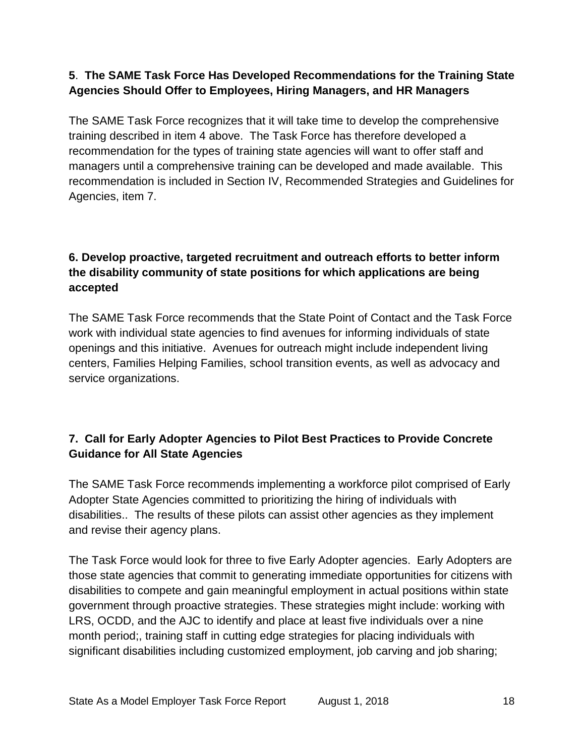**5**. **The SAME Task Force Has Developed Recommendations for the Training State Agencies Should Offer to Employees, Hiring Managers, and HR Managers**

The SAME Task Force recognizes that it will take time to develop the comprehensive training described in item 4 above. The Task Force has therefore developed a recommendation for the types of training state agencies will want to offer staff and managers until a comprehensive training can be developed and made available. This recommendation is included in Section IV, Recommended Strategies and Guidelines for Agencies, item 7.

**6. Develop proactive, targeted recruitment and outreach efforts to better inform the disability community of state positions for which applications are being accepted**

The SAME Task Force recommends that the State Point of Contact and the Task Force work with individual state agencies to find avenues for informing individuals of state openings and this initiative. Avenues for outreach might include independent living centers, Families Helping Families, school transition events, as well as advocacy and service organizations.

**7. Call for Early Adopter Agencies to Pilot Best Practices to Provide Concrete Guidance for All State Agencies**

The SAME Task Force recommends implementing a workforce pilot comprised of Early Adopter State Agencies committed to prioritizing the hiring of individuals with disabilities.. The results of these pilots can assist other agencies as they implement and revise their agency plans.

The Task Force would look for three to five Early Adopter agencies. Early Adopters are those state agencies that commit to generating immediate opportunities for citizens with disabilities to compete and gain meaningful employment in actual positions within state government through proactive strategies. These strategies might include: working with LRS, OCDD, and the AJC to identify and place at least five individuals over a nine month period;, training staff in cutting edge strategies for placing individuals with significant disabilities including customized employment, job carving and job sharing;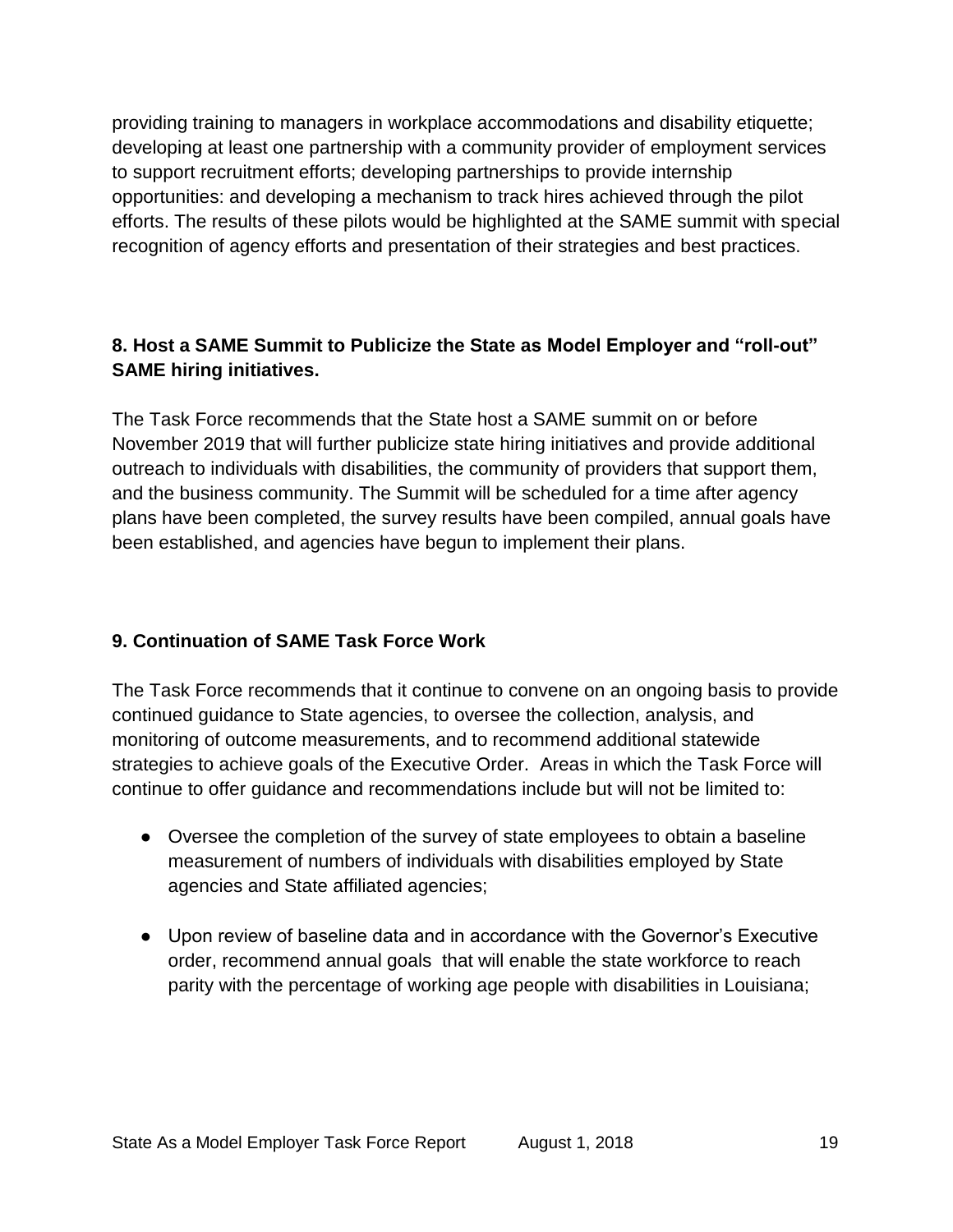providing training to managers in workplace accommodations and disability etiquette; developing at least one partnership with a community provider of employment services to support recruitment efforts; developing partnerships to provide internship opportunities: and developing a mechanism to track hires achieved through the pilot efforts. The results of these pilots would be highlighted at the SAME summit with special recognition of agency efforts and presentation of their strategies and best practices.

**8. Host a SAME Summit to Publicize the State as Model Employer and "roll-out" SAME hiring initiatives.**

The Task Force recommends that the State host a SAME summit on or before November 2019 that will further publicize state hiring initiatives and provide additional outreach to individuals with disabilities, the community of providers that support them, and the business community. The Summit will be scheduled for a time after agency plans have been completed, the survey results have been compiled, annual goals have been established, and agencies have begun to implement their plans.

**9. Continuation of SAME Task Force Work**

The Task Force recommends that it continue to convene on an ongoing basis to provide continued guidance to State agencies, to oversee the collection, analysis, and monitoring of outcome measurements, and to recommend additional statewide strategies to achieve goals of the Executive Order. Areas in which the Task Force will continue to offer guidance and recommendations include but will not be limited to:

- Oversee the completion of the survey of state employees to obtain a baseline measurement of numbers of individuals with disabilities employed by State agencies and State affiliated agencies;
- Upon review of baseline data and in accordance with the Governor's Executive order, recommend annual goals that will enable the state workforce to reach parity with the percentage of working age people with disabilities in Louisiana;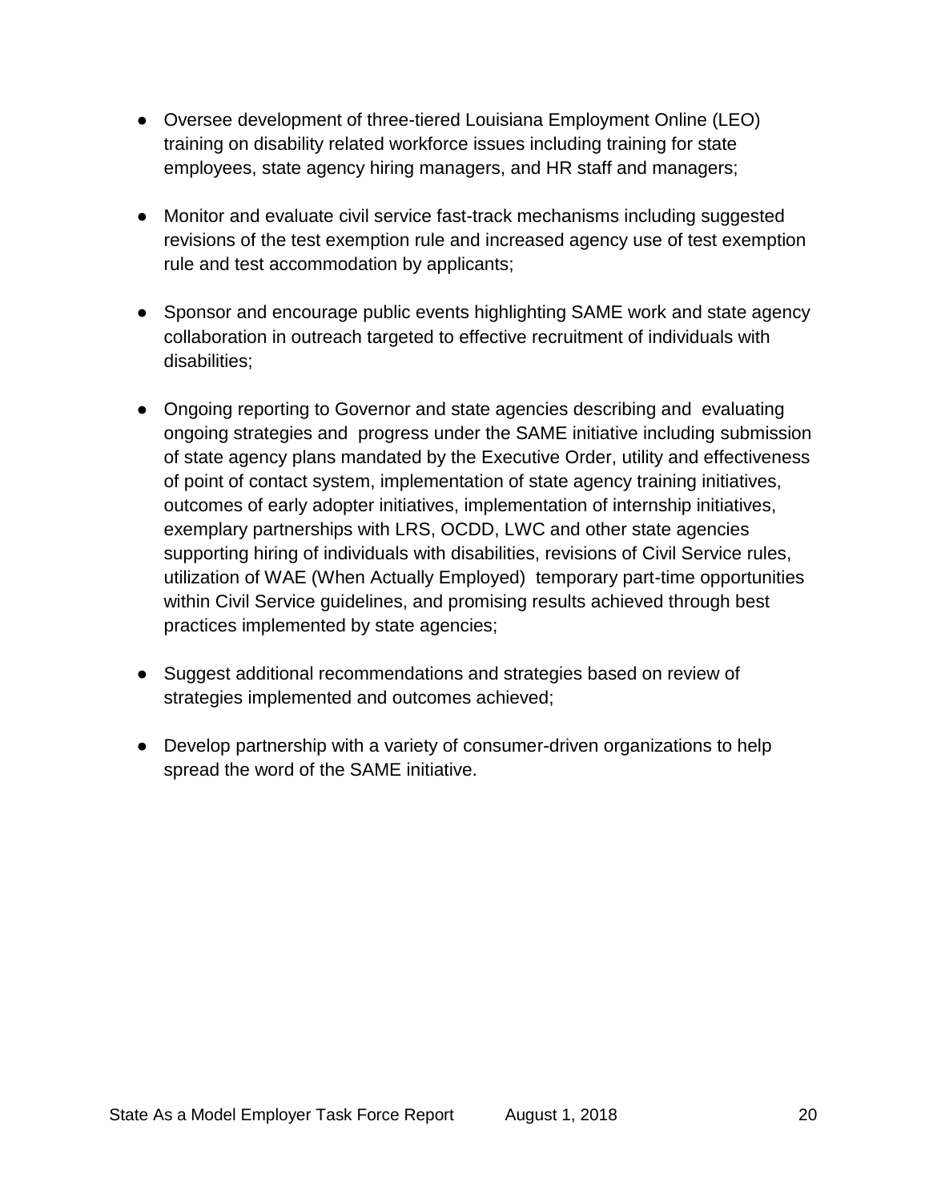- Oversee development of three-tiered Louisiana Employment Online (LEO) training on disability related workforce issues including training for state employees, state agency hiring managers, and HR staff and managers;

- Monitor and evaluate civil service fast-track mechanisms including suggested revisions of the test exemption rule and increased agency use of test exemption rule and test accommodation by applicants;

- Sponsor and encourage public events highlighting SAME work and state agency collaboration in outreach targeted to effective recruitment of individuals with disabilities;

- Ongoing reporting to Governor and state agencies describing and evaluating ongoing strategies and progress under the SAME initiative including submission of state agency plans mandated by the Executive Order, utility and effectiveness of point of contact system, implementation of state agency training initiatives, outcomes of early adopter initiatives, implementation of internship initiatives, exemplary partnerships with LRS, OCDD, LWC and other state agencies supporting hiring of individuals with disabilities, revisions of Civil Service rules, utilization of WAE (When Actually Employed) temporary part-time opportunities within Civil Service guidelines, and promising results achieved through best practices implemented by state agencies;

- Suggest additional recommendations and strategies based on review of strategies implemented and outcomes achieved;

- Develop partnership with a variety of consumer-driven organizations to help spread the word of the SAME initiative.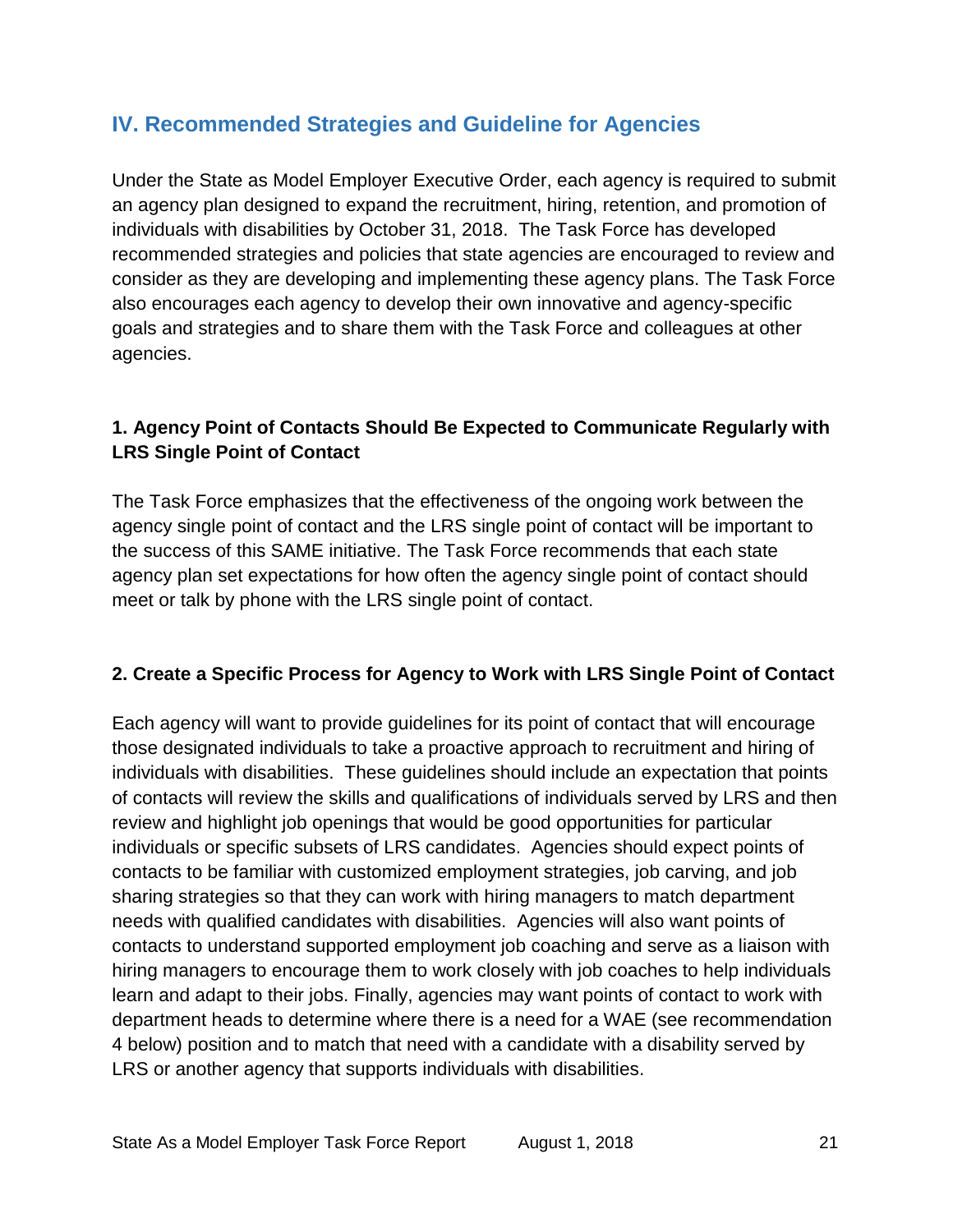## IV. Recommended Strategies and Guideline for Agencies

Under the State as Model Employer Executive Order, each agency is required to submit an agency plan designed to expand the recruitment, hiring, retention, and promotion of individuals with disabilities by October 31, 2018. The Task Force has developed recommended strategies and policies that state agencies are encouraged to review and consider as they are developing and implementing these agency plans. The Task Force also encourages each agency to develop their own innovative and agency-specific goals and strategies and to share them with the Task Force and colleagues at other agencies.

### 1. Agency Point of Contacts Should Be Expected to Communicate Regularly with LRS Single Point of Contact

The Task Force emphasizes that the effectiveness of the ongoing work between the agency single point of contact and the LRS single point of contact will be important to the success of this SAME initiative. The Task Force recommends that each state agency plan set expectations for how often the agency single point of contact should meet or talk by phone with the LRS single point of contact.

### 2. Create a Specific Process for Agency to Work with LRS Single Point of Contact

Each agency will want to provide guidelines for its point of contact that will encourage those designated individuals to take a proactive approach to recruitment and hiring of individuals with disabilities. These guidelines should include an expectation that points of contacts will review the skills and qualifications of individuals served by LRS and then review and highlight job openings that would be good opportunities for particular individuals or specific subsets of LRS candidates. Agencies should expect points of contacts to be familiar with customized employment strategies, job carving, and job sharing strategies so that they can work with hiring managers to match department needs with qualified candidates with disabilities. Agencies will also want points of contacts to understand supported employment job coaching and serve as a liaison with hiring managers to encourage them to work closely with job coaches to help individuals learn and adapt to their jobs. Finally, agencies may want points of contact to work with department heads to determine where there is a need for a WAE (see recommendation 4 below) position and to match that need with a candidate with a disability served by LRS or another agency that supports individuals with disabilities.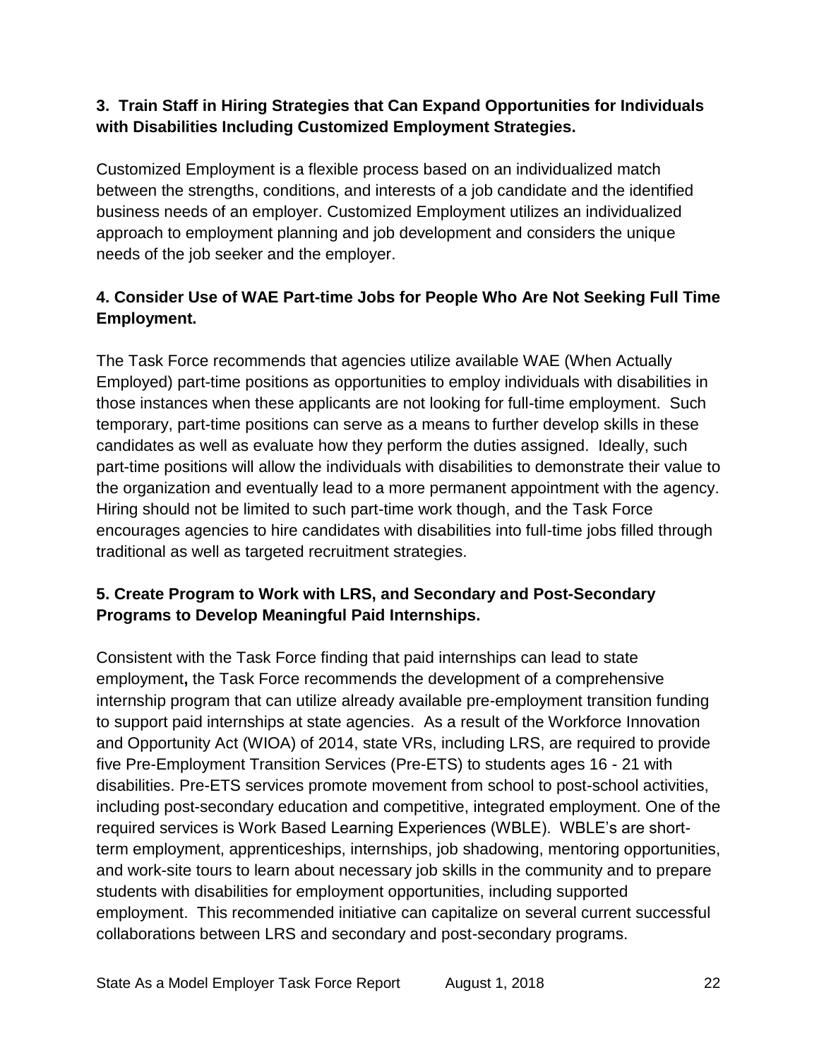### 3. Train Staff in Hiring Strategies that Can Expand Opportunities for Individuals with Disabilities Including Customized Employment Strategies.

Customized Employment is a flexible process based on an individualized match between the strengths, conditions, and interests of a job candidate and the identified business needs of an employer. Customized Employment utilizes an individualized approach to employment planning and job development and considers the unique needs of the job seeker and the employer.

### 4. Consider Use of WAE Part-time Jobs for People Who Are Not Seeking Full Time Employment.

The Task Force recommends that agencies utilize available WAE (When Actually Employed) part-time positions as opportunities to employ individuals with disabilities in those instances when these applicants are not looking for full-time employment. Such temporary, part-time positions can serve as a means to further develop skills in these candidates as well as evaluate how they perform the duties assigned. Ideally, such part-time positions will allow the individuals with disabilities to demonstrate their value to the organization and eventually lead to a more permanent appointment with the agency. Hiring should not be limited to such part-time work though, and the Task Force encourages agencies to hire candidates with disabilities into full-time jobs filled through traditional as well as targeted recruitment strategies.

### 5. Create Program to Work with LRS, and Secondary and Post-Secondary Programs to Develop Meaningful Paid Internships.

Consistent with the Task Force finding that paid internships can lead to state employment**,** the Task Force recommends the development of a comprehensive internship program that can utilize already available pre-employment transition funding to support paid internships at state agencies. As a result of the Workforce Innovation and Opportunity Act (WIOA) of 2014, state VRs, including LRS, are required to provide five Pre-Employment Transition Services (Pre-ETS) to students ages 16 - 21 with disabilities. Pre-ETS services promote movement from school to post-school activities, including post-secondary education and competitive, integrated employment. One of the required services is Work Based Learning Experiences (WBLE). WBLE's are short-term employment, apprenticeships, internships, job shadowing, mentoring opportunities, and work-site tours to learn about necessary job skills in the community and to prepare students with disabilities for employment opportunities, including supported employment. This recommended initiative can capitalize on several current successful collaborations between LRS and secondary and post-secondary programs.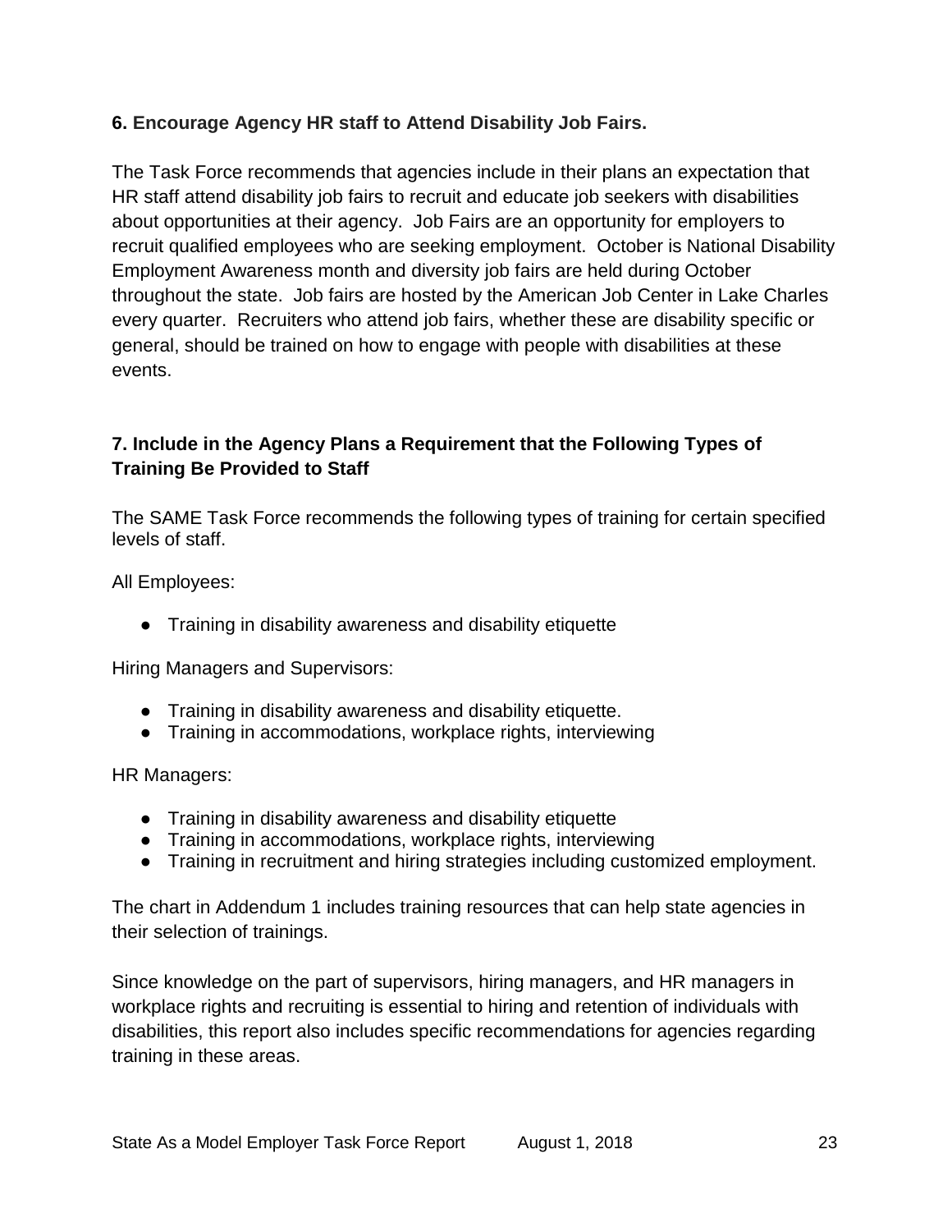**6. Encourage Agency HR staff to Attend Disability Job Fairs.**

The Task Force recommends that agencies include in their plans an expectation that HR staff attend disability job fairs to recruit and educate job seekers with disabilities about opportunities at their agency. Job Fairs are an opportunity for employers to recruit qualified employees who are seeking employment. October is National Disability Employment Awareness month and diversity job fairs are held during October throughout the state. Job fairs are hosted by the American Job Center in Lake Charles every quarter. Recruiters who attend job fairs, whether these are disability specific or general, should be trained on how to engage with people with disabilities at these events.

**7. Include in the Agency Plans a Requirement that the Following Types of Training Be Provided to Staff**

The SAME Task Force recommends the following types of training for certain specified levels of staff.

All Employees:

- Training in disability awareness and disability etiquette

Hiring Managers and Supervisors:

- Training in disability awareness and disability etiquette.
- Training in accommodations, workplace rights, interviewing

HR Managers:

- Training in disability awareness and disability etiquette
- Training in accommodations, workplace rights, interviewing
- Training in recruitment and hiring strategies including customized employment.

The chart in Addendum 1 includes training resources that can help state agencies in their selection of trainings.

Since knowledge on the part of supervisors, hiring managers, and HR managers in workplace rights and recruiting is essential to hiring and retention of individuals with disabilities, this report also includes specific recommendations for agencies regarding training in these areas.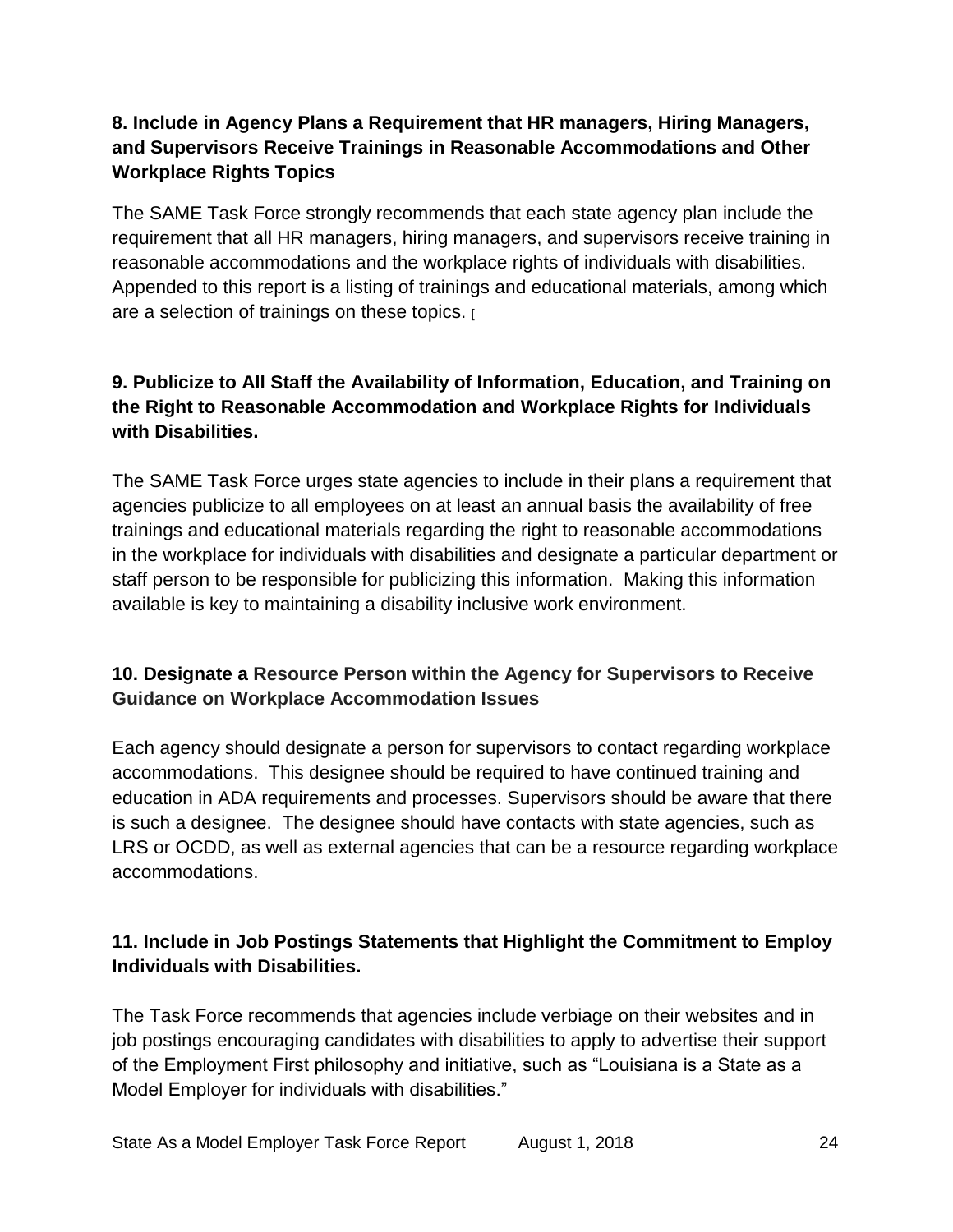### 8. Include in Agency Plans a Requirement that HR managers, Hiring Managers, and Supervisors Receive Trainings in Reasonable Accommodations and Other Workplace Rights Topics

The SAME Task Force strongly recommends that each state agency plan include the requirement that all HR managers, hiring managers, and supervisors receive training in reasonable accommodations and the workplace rights of individuals with disabilities. Appended to this report is a listing of trainings and educational materials, among which are a selection of trainings on these topics. [

### 9. Publicize to All Staff the Availability of Information, Education, and Training on the Right to Reasonable Accommodation and Workplace Rights for Individuals with Disabilities.

The SAME Task Force urges state agencies to include in their plans a requirement that agencies publicize to all employees on at least an annual basis the availability of free trainings and educational materials regarding the right to reasonable accommodations in the workplace for individuals with disabilities and designate a particular department or staff person to be responsible for publicizing this information. Making this information available is key to maintaining a disability inclusive work environment.

### 10. Designate a Resource Person within the Agency for Supervisors to Receive Guidance on Workplace Accommodation Issues

Each agency should designate a person for supervisors to contact regarding workplace accommodations. This designee should be required to have continued training and education in ADA requirements and processes. Supervisors should be aware that there is such a designee. The designee should have contacts with state agencies, such as LRS or OCDD, as well as external agencies that can be a resource regarding workplace accommodations.

### 11. Include in Job Postings Statements that Highlight the Commitment to Employ Individuals with Disabilities.

The Task Force recommends that agencies include verbiage on their websites and in job postings encouraging candidates with disabilities to apply to advertise their support of the Employment First philosophy and initiative, such as "Louisiana is a State as a Model Employer for individuals with disabilities."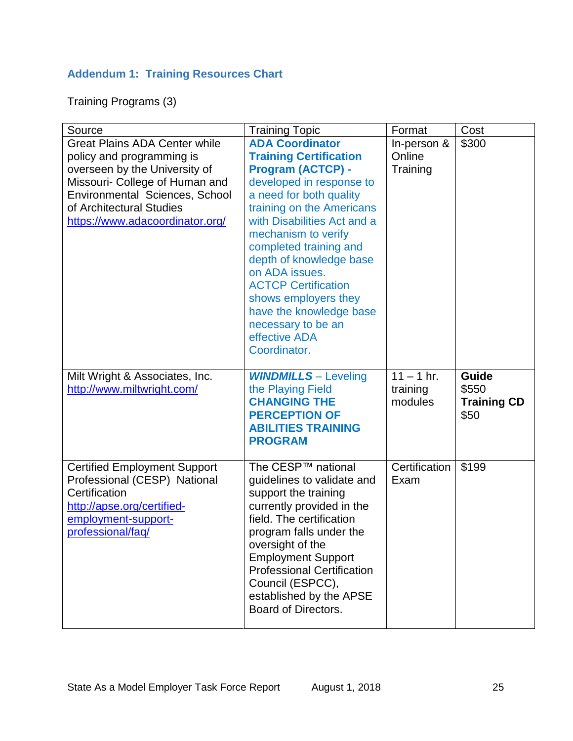## Addendum 1: Training Resources Chart

Training Programs (3)

| Source | Training Topic | Format | Cost |
|---|---|---|---|
| Great Plains ADA Center while policy and programming is overseen by the University of Missouri- College of Human and Environmental Sciences, School of Architectural Studies https://www.adacoordinator.org/ | **ADA Coordinator Training Certification Program (ACTCP) -** developed in response to a need for both quality training on the Americans with Disabilities Act and a mechanism to verify completed training and depth of knowledge base on ADA issues. ACTCP Certification shows employers they have the knowledge base necessary to be an effective ADA Coordinator. | In-person & Online Training | $300 |
| Milt Wright & Associates, Inc. http://www.miltwright.com/ | ***WINDMILLS*** – Leveling the Playing Field **CHANGING THE PERCEPTION OF ABILITIES TRAINING PROGRAM** | 11 – 1 hr. training modules | **Guide** $550 **Training CD** $50 |
| Certified Employment Support Professional (CESP) National Certification http://apse.org/certified-employment-support-professional/faq/ | The CESP™ national guidelines to validate and support the training currently provided in the field. The certification program falls under the oversight of the Employment Support Professional Certification Council (ESPCC), established by the APSE Board of Directors. | Certification Exam | $199 |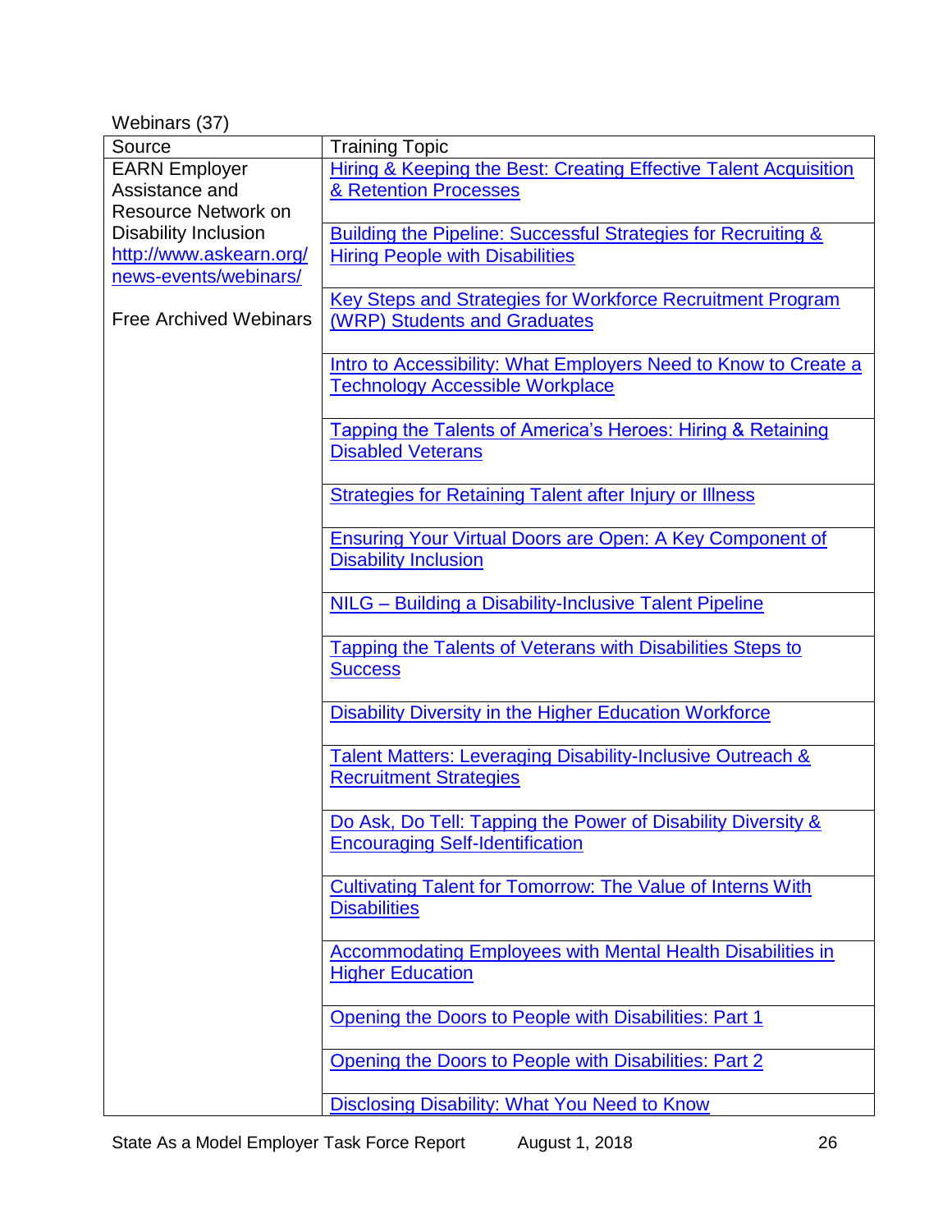Webinars (37)

| Source | Training Topic |
|---|---|
| EARN Employer Assistance and Resource Network on Disability Inclusion http://www.askearn.org/news-events/webinars/<br><br>Free Archived Webinars | Hiring & Keeping the Best: Creating Effective Talent Acquisition & Retention Processes |
| | Building the Pipeline: Successful Strategies for Recruiting & Hiring People with Disabilities |
| | Key Steps and Strategies for Workforce Recruitment Program (WRP) Students and Graduates |
| | Intro to Accessibility: What Employers Need to Know to Create a Technology Accessible Workplace |
| | Tapping the Talents of America's Heroes: Hiring & Retaining Disabled Veterans |
| | Strategies for Retaining Talent after Injury or Illness |
| | Ensuring Your Virtual Doors are Open: A Key Component of Disability Inclusion |
| | NILG – Building a Disability-Inclusive Talent Pipeline |
| | Tapping the Talents of Veterans with Disabilities Steps to Success |
| | Disability Diversity in the Higher Education Workforce |
| | Talent Matters: Leveraging Disability-Inclusive Outreach & Recruitment Strategies |
| | Do Ask, Do Tell: Tapping the Power of Disability Diversity & Encouraging Self-Identification |
| | Cultivating Talent for Tomorrow: The Value of Interns With Disabilities |
| | Accommodating Employees with Mental Health Disabilities in Higher Education |
| | Opening the Doors to People with Disabilities: Part 1 |
| | Opening the Doors to People with Disabilities: Part 2 |
| | Disclosing Disability: What You Need to Know |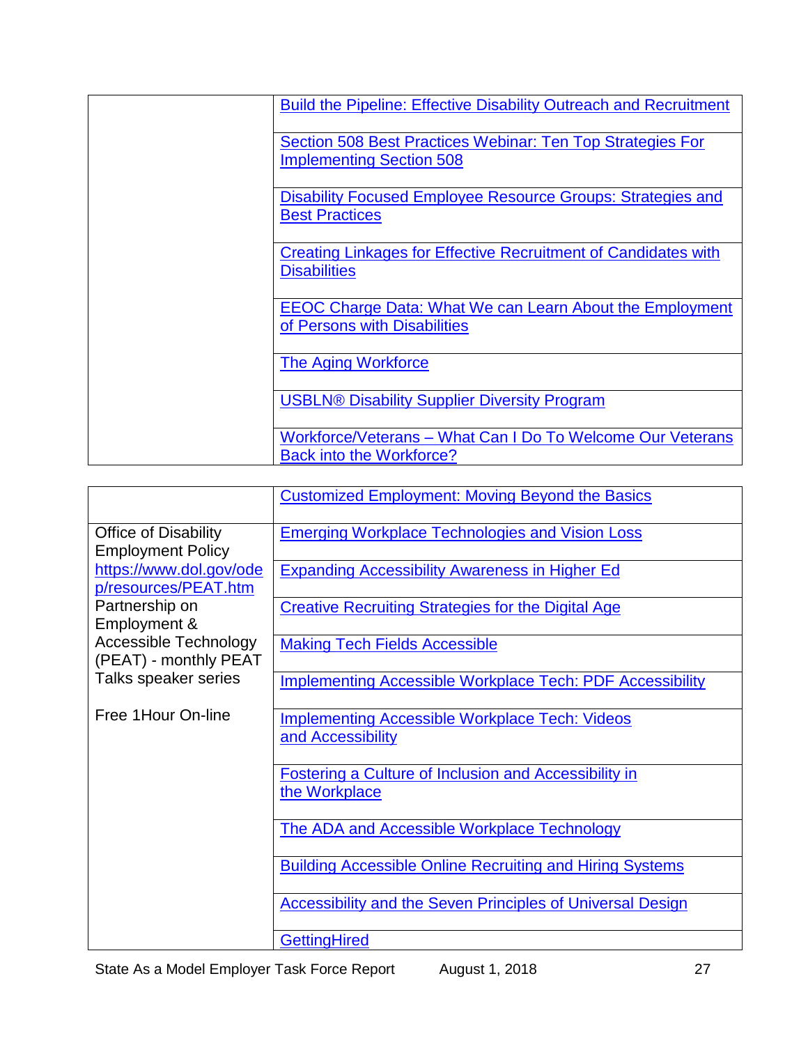| | |
|---|---|
| | Build the Pipeline: Effective Disability Outreach and Recruitment |
| | Section 508 Best Practices Webinar: Ten Top Strategies For Implementing Section 508 |
| | Disability Focused Employee Resource Groups: Strategies and Best Practices |
| | Creating Linkages for Effective Recruitment of Candidates with Disabilities |
| | EEOC Charge Data: What We can Learn About the Employment of Persons with Disabilities |
| | The Aging Workforce |
| | USBLN® Disability Supplier Diversity Program |
| | Workforce/Veterans – What Can I Do To Welcome Our Veterans Back into the Workforce? |

| | |
|---|---|
| | Customized Employment: Moving Beyond the Basics |
| Office of Disability Employment Policy https://www.dol.gov/odep/resources/PEAT.htm Partnership on Employment & Accessible Technology (PEAT) - monthly PEAT Talks speaker series<br><br>Free 1Hour On-line | Emerging Workplace Technologies and Vision Loss |
| | Expanding Accessibility Awareness in Higher Ed |
| | Creative Recruiting Strategies for the Digital Age |
| | Making Tech Fields Accessible |
| | Implementing Accessible Workplace Tech: PDF Accessibility |
| | Implementing Accessible Workplace Tech: Videos and Accessibility |
| | Fostering a Culture of Inclusion and Accessibility in the Workplace |
| | The ADA and Accessible Workplace Technology |
| | Building Accessible Online Recruiting and Hiring Systems |
| | Accessibility and the Seven Principles of Universal Design |
| | GettingHired |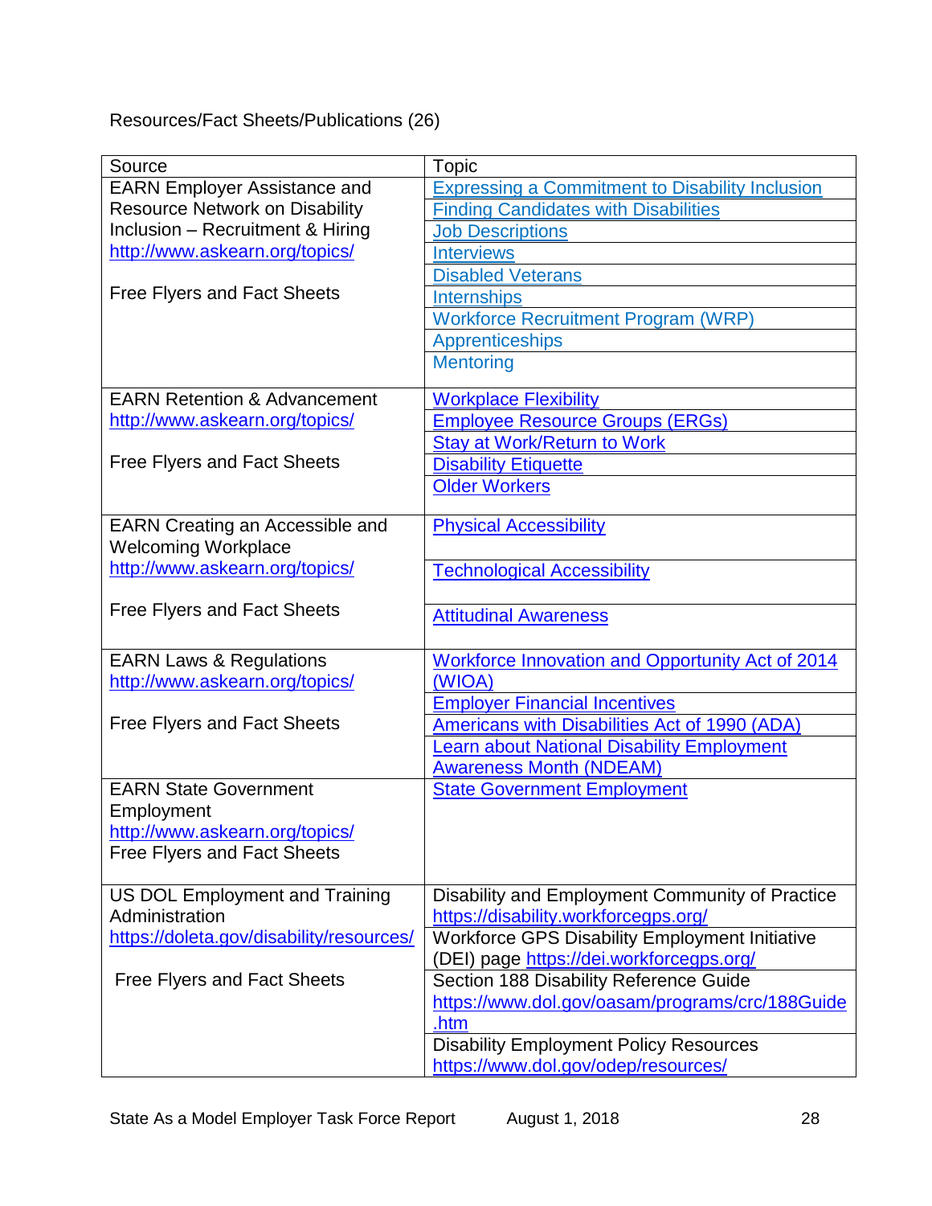Resources/Fact Sheets/Publications (26)

| Source | Topic |
|---|---|
| EARN Employer Assistance and Resource Network on Disability Inclusion – Recruitment & Hiring http://www.askearn.org/topics/ Free Flyers and Fact Sheets | Expressing a Commitment to Disability Inclusion |
| | Finding Candidates with Disabilities |
| | Job Descriptions |
| | Interviews |
| | Disabled Veterans |
| | Internships |
| | Workforce Recruitment Program (WRP) |
| | Apprenticeships |
| | Mentoring |
| EARN Retention & Advancement http://www.askearn.org/topics/ Free Flyers and Fact Sheets | Workplace Flexibility |
| | Employee Resource Groups (ERGs) |
| | Stay at Work/Return to Work |
| | Disability Etiquette |
| | Older Workers |
| EARN Creating an Accessible and Welcoming Workplace http://www.askearn.org/topics/ Free Flyers and Fact Sheets | Physical Accessibility |
| | Technological Accessibility |
| | Attitudinal Awareness |
| EARN Laws & Regulations http://www.askearn.org/topics/ Free Flyers and Fact Sheets | Workforce Innovation and Opportunity Act of 2014 (WIOA) |
| | Employer Financial Incentives |
| | Americans with Disabilities Act of 1990 (ADA) |
| | Learn about National Disability Employment Awareness Month (NDEAM) |
| EARN State Government Employment http://www.askearn.org/topics/ Free Flyers and Fact Sheets | State Government Employment |
| US DOL Employment and Training Administration https://doleta.gov/disability/resources/ Free Flyers and Fact Sheets | Disability and Employment Community of Practice https://disability.workforcegps.org/ |
| | Workforce GPS Disability Employment Initiative (DEI) page https://dei.workforcegps.org/ |
| | Section 188 Disability Reference Guide https://www.dol.gov/oasam/programs/crc/188Guide.htm |
| | Disability Employment Policy Resources https://www.dol.gov/odep/resources/ |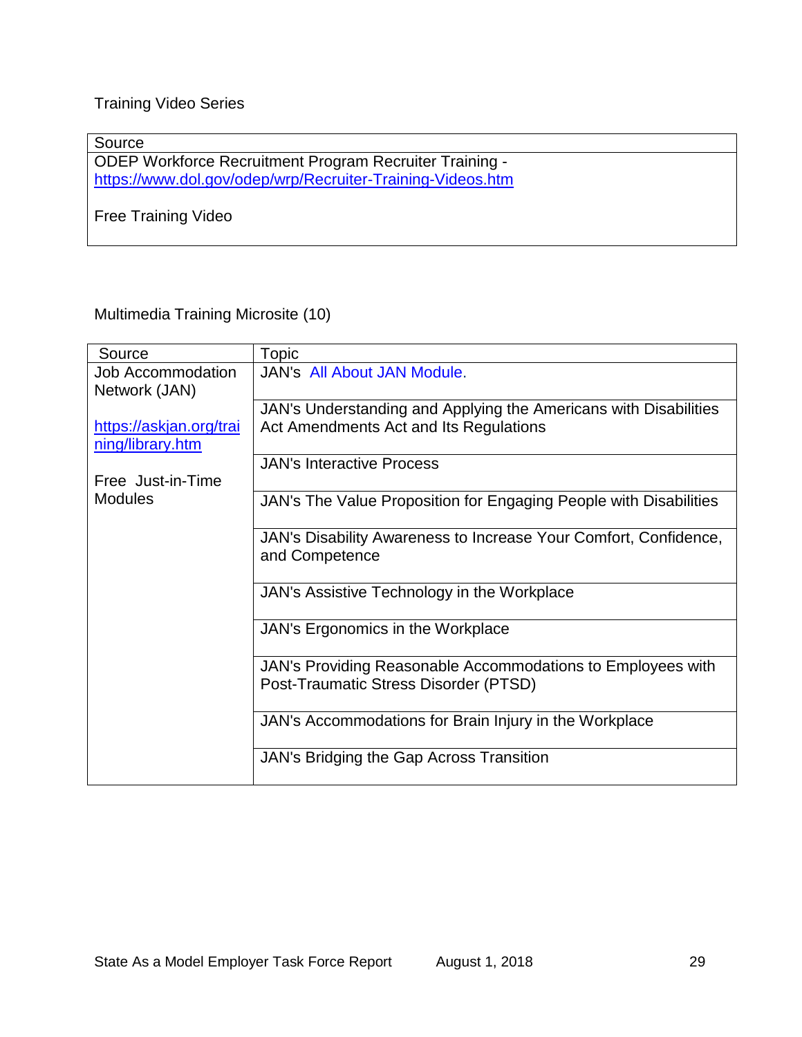Training Video Series

| Source |
| --- |
| ODEP Workforce Recruitment Program Recruiter Training - https://www.dol.gov/odep/wrp/Recruiter-Training-Videos.htm<br><br>Free Training Video |

Multimedia Training Microsite (10)

| Source | Topic |
| --- | --- |
| Job Accommodation Network (JAN)<br><br>https://askjan.org/training/library.htm<br><br>Free Just-in-Time Modules | JAN's All About JAN Module. |
| | JAN's Understanding and Applying the Americans with Disabilities Act Amendments Act and Its Regulations |
| | JAN's Interactive Process |
| | JAN's The Value Proposition for Engaging People with Disabilities |
| | JAN's Disability Awareness to Increase Your Comfort, Confidence, and Competence |
| | JAN's Assistive Technology in the Workplace |
| | JAN's Ergonomics in the Workplace |
| | JAN's Providing Reasonable Accommodations to Employees with Post-Traumatic Stress Disorder (PTSD) |
| | JAN's Accommodations for Brain Injury in the Workplace |
| | JAN's Bridging the Gap Across Transition |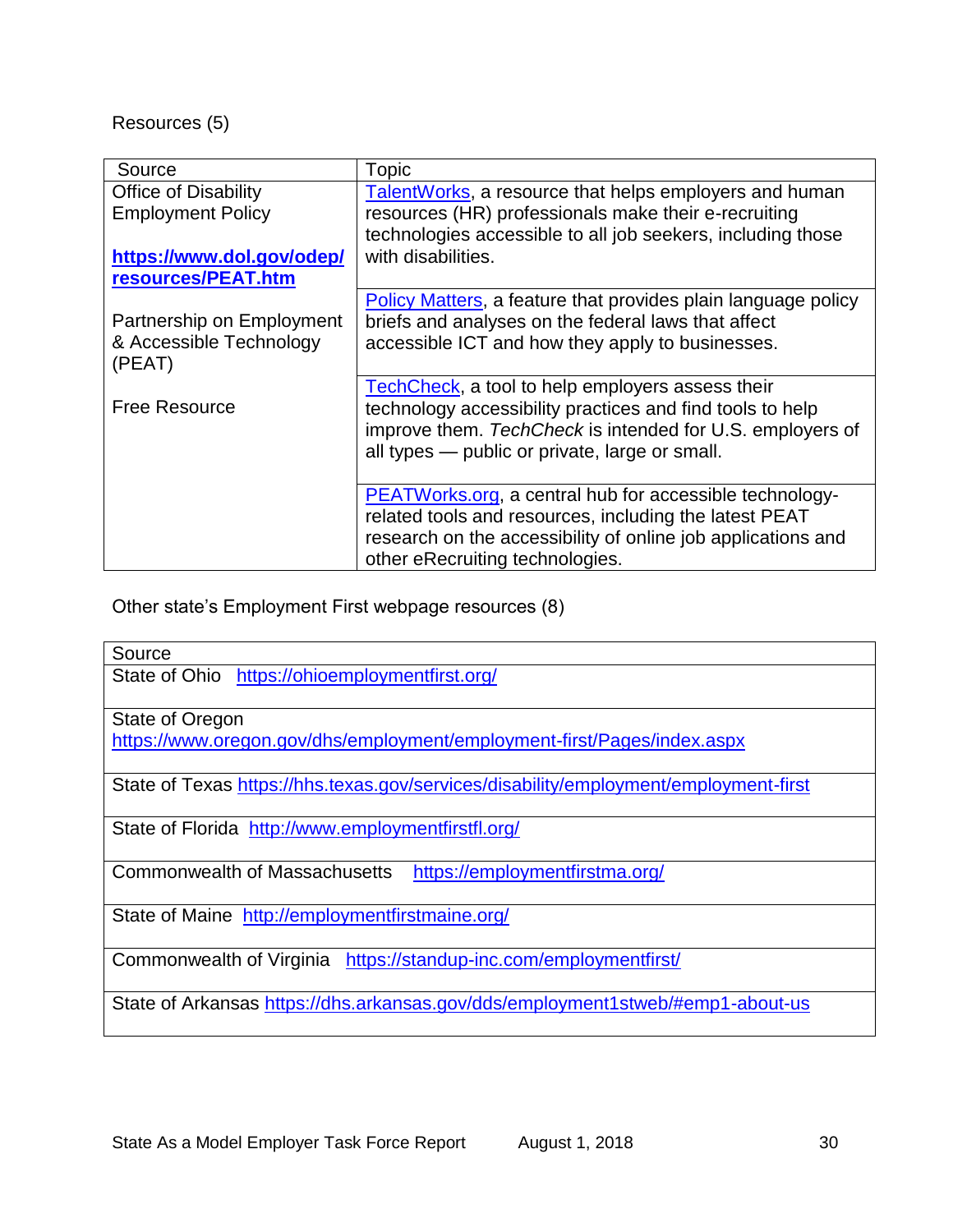Resources (5)

| Source | Topic |
| --- | --- |
| Office of Disability Employment Policy<br><br>**https://www.dol.gov/odep/resources/PEAT.htm**<br><br>Partnership on Employment & Accessible Technology (PEAT)<br><br>Free Resource | TalentWorks, a resource that helps employers and human resources (HR) professionals make their e-recruiting technologies accessible to all job seekers, including those with disabilities. |
| | Policy Matters, a feature that provides plain language policy briefs and analyses on the federal laws that affect accessible ICT and how they apply to businesses. |
| | TechCheck, a tool to help employers assess their technology accessibility practices and find tools to help improve them. *TechCheck* is intended for U.S. employers of all types — public or private, large or small. |
| | PEATWorks.org, a central hub for accessible technology-related tools and resources, including the latest PEAT research on the accessibility of online job applications and other eRecruiting technologies. |

Other state's Employment First webpage resources (8)

| Source |
| --- |
| State of Ohio https://ohioemploymentfirst.org/ |
| State of Oregon https://www.oregon.gov/dhs/employment/employment-first/Pages/index.aspx |
| State of Texas https://hhs.texas.gov/services/disability/employment/employment-first |
| State of Florida http://www.employmentfirstfl.org/ |
| Commonwealth of Massachusetts https://employmentfirstma.org/ |
| State of Maine http://employmentfirstmaine.org/ |
| Commonwealth of Virginia https://standup-inc.com/employmentfirst/ |
| State of Arkansas https://dhs.arkansas.gov/dds/employment1stweb/#emp1-about-us |